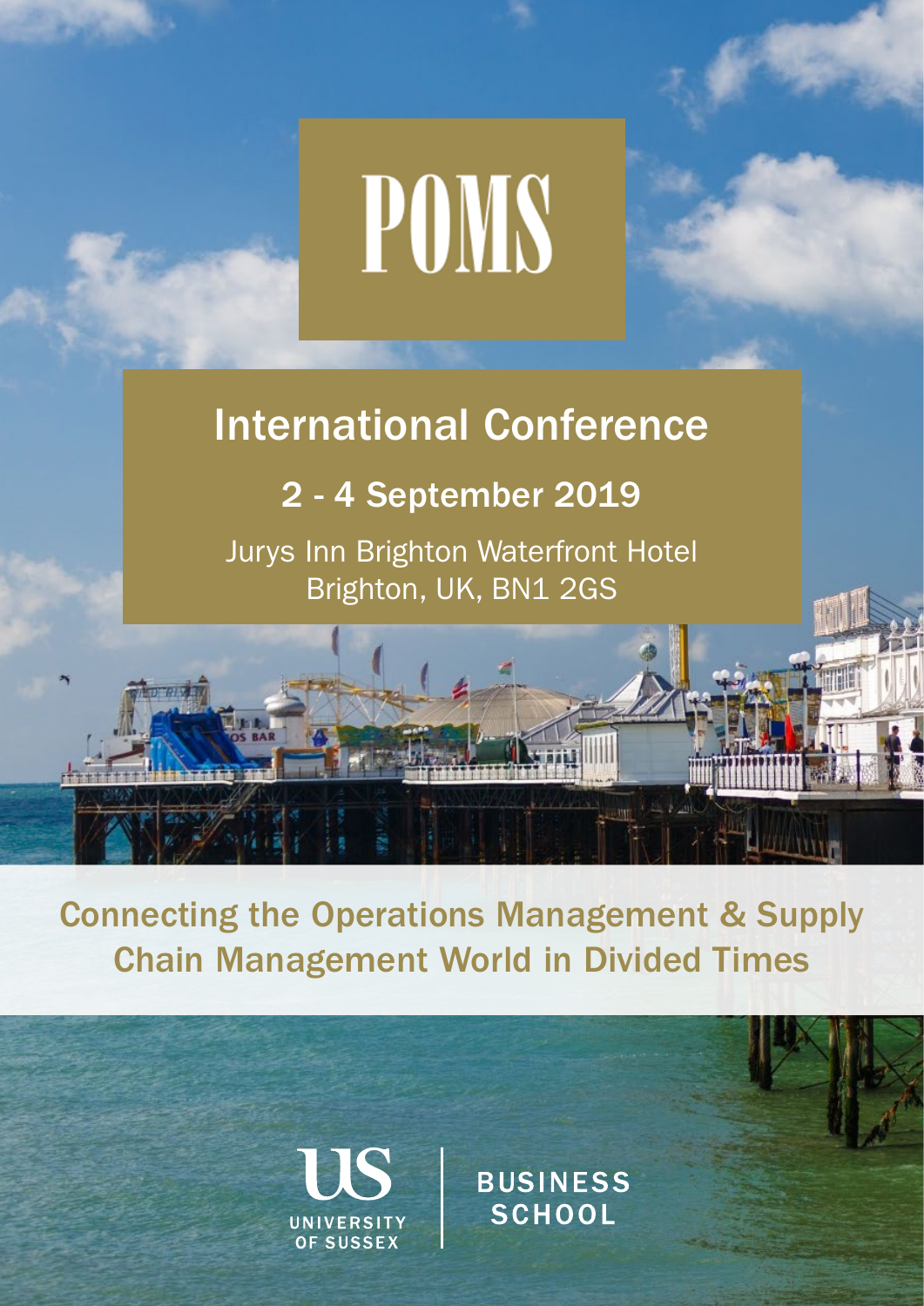# POMS

## International Conference

### 2 - 4 September 2019

Jurys Inn Brighton Waterfront Hotel
Brighton, UK, BN1 2GS

**Connecting the Operations Management & Supply Chain Management World in Divided Times**

University of Sussex | Business School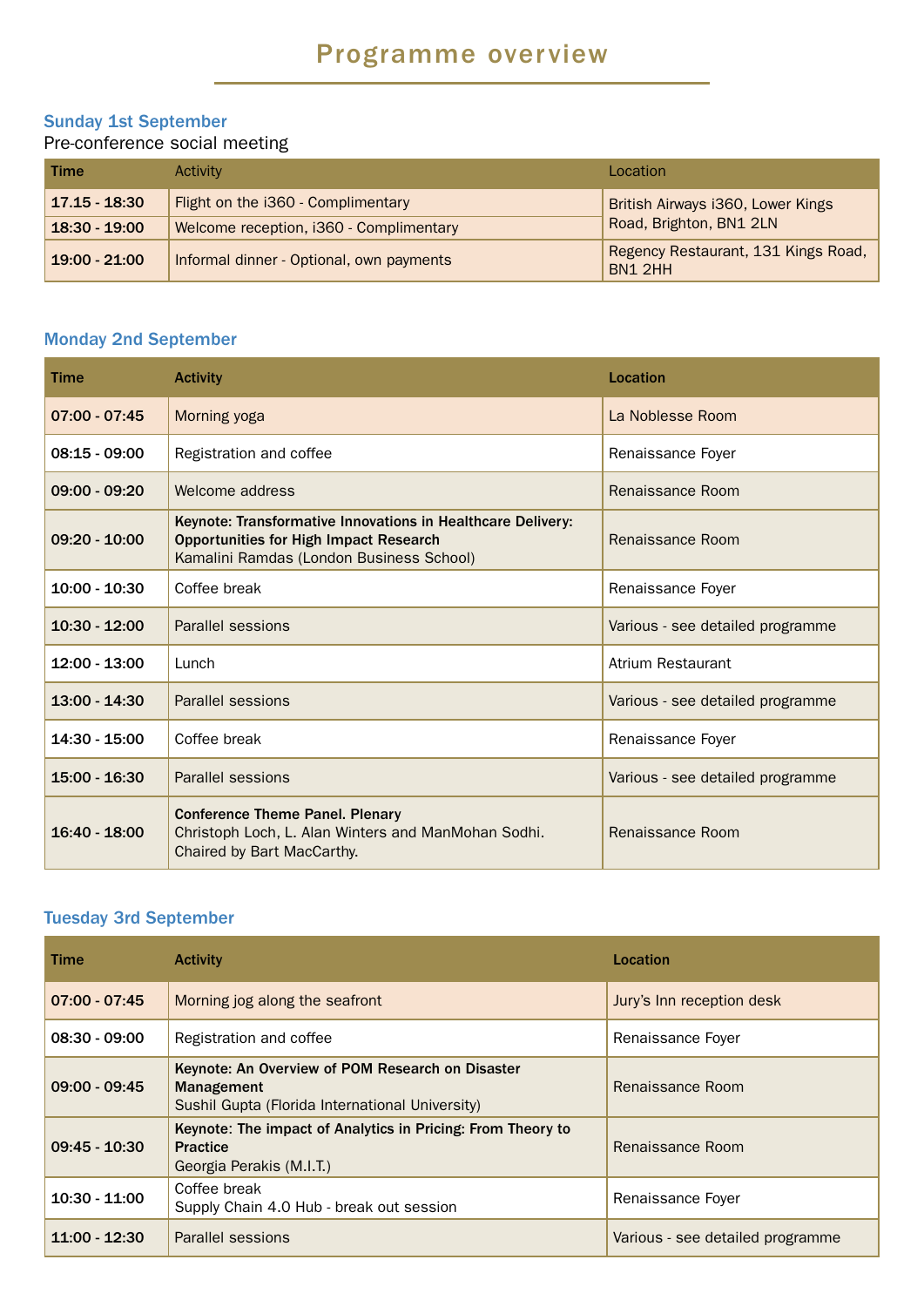# Programme overview

### Sunday 1st September

Pre-conference social meeting

| Time | Activity | Location |
|---|---|---|
| 17.15 - 18:30 | Flight on the i360 - Complimentary | British Airways i360, Lower Kings Road, Brighton, BN1 2LN |
| 18:30 - 19:00 | Welcome reception, i360 - Complimentary | |
| 19:00 - 21:00 | Informal dinner - Optional, own payments | Regency Restaurant, 131 Kings Road, BN1 2HH |

### Monday 2nd September

| Time | Activity | Location |
|---|---|---|
| 07:00 - 07:45 | Morning yoga | La Noblesse Room |
| 08:15 - 09:00 | Registration and coffee | Renaissance Foyer |
| 09:00 - 09:20 | Welcome address | Renaissance Room |
| 09:20 - 10:00 | **Keynote: Transformative Innovations in Healthcare Delivery: Opportunities for High Impact Research** Kamalini Ramdas (London Business School) | Renaissance Room |
| 10:00 - 10:30 | Coffee break | Renaissance Foyer |
| 10:30 - 12:00 | Parallel sessions | Various - see detailed programme |
| 12:00 - 13:00 | Lunch | Atrium Restaurant |
| 13:00 - 14:30 | Parallel sessions | Various - see detailed programme |
| 14:30 - 15:00 | Coffee break | Renaissance Foyer |
| 15:00 - 16:30 | Parallel sessions | Various - see detailed programme |
| 16:40 - 18:00 | **Conference Theme Panel. Plenary** Christoph Loch, L. Alan Winters and ManMohan Sodhi. Chaired by Bart MacCarthy. | Renaissance Room |

### Tuesday 3rd September

| Time | Activity | Location |
|---|---|---|
| 07:00 - 07:45 | Morning jog along the seafront | Jury's Inn reception desk |
| 08:30 - 09:00 | Registration and coffee | Renaissance Foyer |
| 09:00 - 09:45 | **Keynote: An Overview of POM Research on Disaster Management** Sushil Gupta (Florida International University) | Renaissance Room |
| 09:45 - 10:30 | **Keynote: The impact of Analytics in Pricing: From Theory to Practice** Georgia Perakis (M.I.T.) | Renaissance Room |
| 10:30 - 11:00 | Coffee break Supply Chain 4.0 Hub - break out session | Renaissance Foyer |
| 11:00 - 12:30 | Parallel sessions | Various - see detailed programme |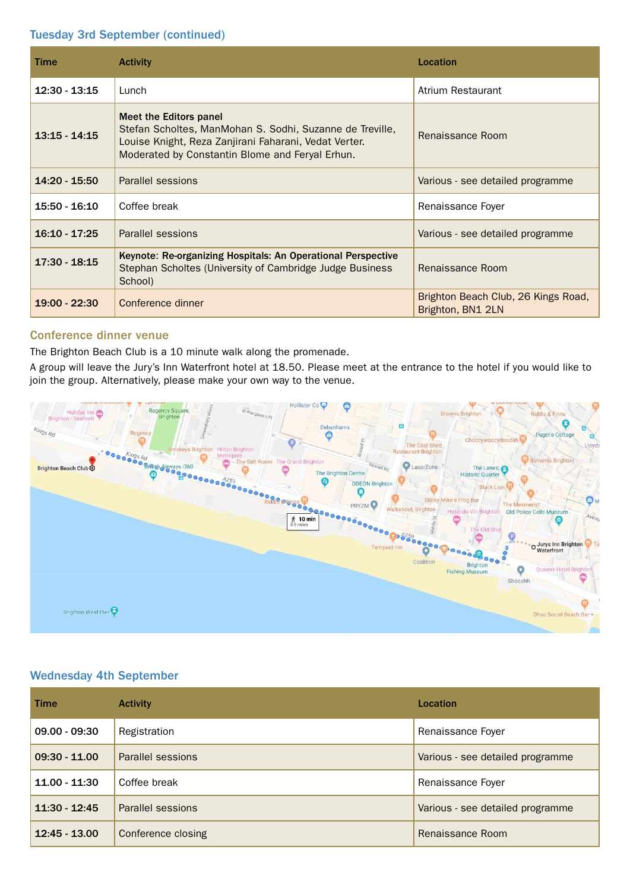## Tuesday 3rd September (continued)

| Time | Activity | Location |
|---|---|---|
| 12:30 - 13:15 | Lunch | Atrium Restaurant |
| 13:15 - 14:15 | **Meet the Editors panel** Stefan Scholtes, ManMohan S. Sodhi, Suzanne de Treville, Louise Knight, Reza Zanjirani Faharani, Vedat Verter. Moderated by Constantin Blome and Feryal Erhun. | Renaissance Room |
| 14:20 - 15:50 | Parallel sessions | Various - see detailed programme |
| 15:50 - 16:10 | Coffee break | Renaissance Foyer |
| 16:10 - 17:25 | Parallel sessions | Various - see detailed programme |
| 17:30 - 18:15 | **Keynote: Re-organizing Hospitals: An Operational Perspective** Stephan Scholtes (University of Cambridge Judge Business School) | Renaissance Room |
| 19:00 - 22:30 | Conference dinner | Brighton Beach Club, 26 Kings Road, Brighton, BN1 2LN |

### Conference dinner venue

The Brighton Beach Club is a 10 minute walk along the promenade.

A group will leave the Jury's Inn Waterfront hotel at 18.50. Please meet at the entrance to the hotel if you would like to join the group. Alternatively, please make your own way to the venue.

## Wednesday 4th September

| Time | Activity | Location |
|---|---|---|
| 09.00 - 09:30 | Registration | Renaissance Foyer |
| 09:30 - 11.00 | Parallel sessions | Various - see detailed programme |
| 11.00 - 11:30 | Coffee break | Renaissance Foyer |
| 11:30 - 12:45 | Parallel sessions | Various - see detailed programme |
| 12:45 - 13.00 | Conference closing | Renaissance Room |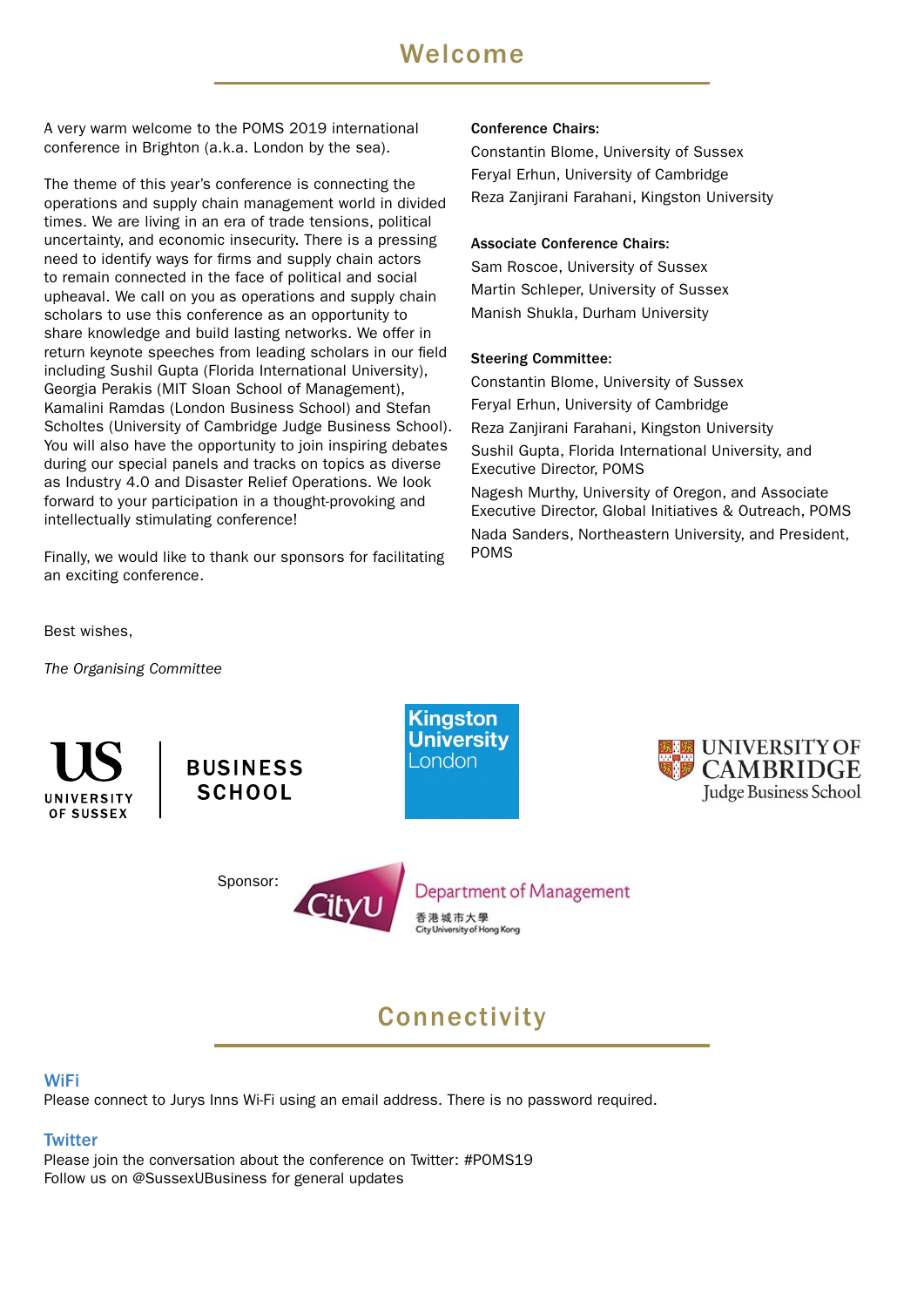# Welcome

A very warm welcome to the POMS 2019 international conference in Brighton (a.k.a. London by the sea).

The theme of this year's conference is connecting the operations and supply chain management world in divided times. We are living in an era of trade tensions, political uncertainty, and economic insecurity. There is a pressing need to identify ways for firms and supply chain actors to remain connected in the face of political and social upheaval. We call on you as operations and supply chain scholars to use this conference as an opportunity to share knowledge and build lasting networks. We offer in return keynote speeches from leading scholars in our field including Sushil Gupta (Florida International University), Georgia Perakis (MIT Sloan School of Management), Kamalini Ramdas (London Business School) and Stefan Scholtes (University of Cambridge Judge Business School). You will also have the opportunity to join inspiring debates during our special panels and tracks on topics as diverse as Industry 4.0 and Disaster Relief Operations. We look forward to your participation in a thought-provoking and intellectually stimulating conference!

Finally, we would like to thank our sponsors for facilitating an exciting conference.

Best wishes,

*The Organising Committee*

**Conference Chairs:**

Constantin Blome, University of Sussex
Feryal Erhun, University of Cambridge
Reza Zanjirani Farahani, Kingston University

**Associate Conference Chairs:**

Sam Roscoe, University of Sussex
Martin Schleper, University of Sussex
Manish Shukla, Durham University

**Steering Committee:**

Constantin Blome, University of Sussex
Feryal Erhun, University of Cambridge
Reza Zanjirani Farahani, Kingston University
Sushil Gupta, Florida International University, and Executive Director, POMS
Nagesh Murthy, University of Oregon, and Associate Executive Director, Global Initiatives & Outreach, POMS
Nada Sanders, Northeastern University, and President, POMS

US University of Sussex | Business School

Kingston University London

University of Cambridge Judge Business School

Sponsor: CityU Department of Management 香港城市大學 City University of Hong Kong

# Connectivity

### WiFi

Please connect to Jurys Inns Wi-Fi using an email address. There is no password required.

### Twitter

Please join the conversation about the conference on Twitter: #POMS19
Follow us on @SussexUBusiness for general updates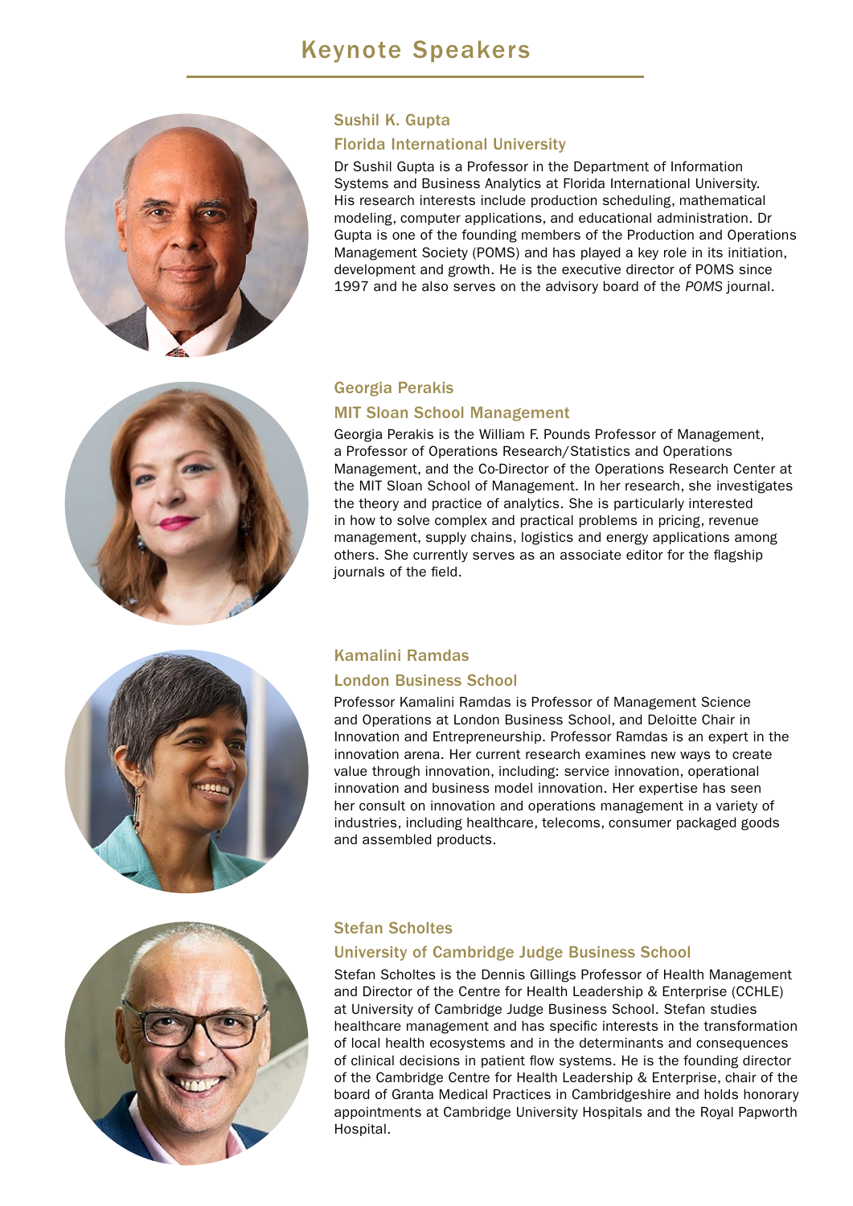# Keynote Speakers

## Sushil K. Gupta

### Florida International University

Dr Sushil Gupta is a Professor in the Department of Information Systems and Business Analytics at Florida International University. His research interests include production scheduling, mathematical modeling, computer applications, and educational administration. Dr Gupta is one of the founding members of the Production and Operations Management Society (POMS) and has played a key role in its initiation, development and growth. He is the executive director of POMS since 1997 and he also serves on the advisory board of the *POMS* journal.

## Georgia Perakis

### MIT Sloan School Management

Georgia Perakis is the William F. Pounds Professor of Management, a Professor of Operations Research/Statistics and Operations Management, and the Co-Director of the Operations Research Center at the MIT Sloan School of Management. In her research, she investigates the theory and practice of analytics. She is particularly interested in how to solve complex and practical problems in pricing, revenue management, supply chains, logistics and energy applications among others. She currently serves as an associate editor for the flagship journals of the field.

## Kamalini Ramdas

### London Business School

Professor Kamalini Ramdas is Professor of Management Science and Operations at London Business School, and Deloitte Chair in Innovation and Entrepreneurship. Professor Ramdas is an expert in the innovation arena. Her current research examines new ways to create value through innovation, including: service innovation, operational innovation and business model innovation. Her expertise has seen her consult on innovation and operations management in a variety of industries, including healthcare, telecoms, consumer packaged goods and assembled products.

## Stefan Scholtes

### University of Cambridge Judge Business School

Stefan Scholtes is the Dennis Gillings Professor of Health Management and Director of the Centre for Health Leadership & Enterprise (CCHLE) at University of Cambridge Judge Business School. Stefan studies healthcare management and has specific interests in the transformation of local health ecosystems and in the determinants and consequences of clinical decisions in patient flow systems. He is the founding director of the Cambridge Centre for Health Leadership & Enterprise, chair of the board of Granta Medical Practices in Cambridgeshire and holds honorary appointments at Cambridge University Hospitals and the Royal Papworth Hospital.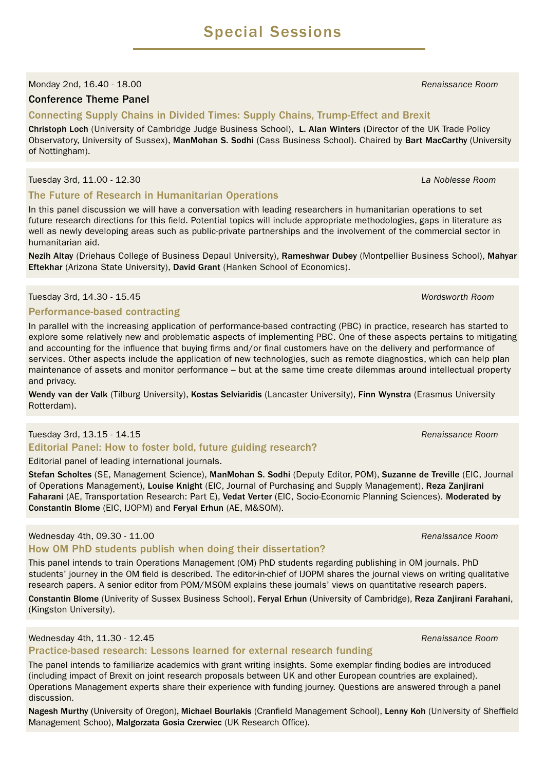# Special Sessions

Monday 2nd, 16.40 - 18.00 *Renaissance Room*

### Conference Theme Panel

## Connecting Supply Chains in Divided Times: Supply Chains, Trump-Effect and Brexit

**Christoph Loch** (University of Cambridge Judge Business School), **L. Alan Winters** (Director of the UK Trade Policy Observatory, University of Sussex), **ManMohan S. Sodhi** (Cass Business School). Chaired by **Bart MacCarthy** (University of Nottingham).

Tuesday 3rd, 11.00 - 12.30 *La Noblesse Room*

## The Future of Research in Humanitarian Operations

In this panel discussion we will have a conversation with leading researchers in humanitarian operations to set future research directions for this field. Potential topics will include appropriate methodologies, gaps in literature as well as newly developing areas such as public-private partnerships and the involvement of the commercial sector in humanitarian aid.

**Nezih Altay** (Driehaus College of Business Depaul University), **Rameshwar Dubey** (Montpellier Business School), **Mahyar Eftekhar** (Arizona State University), **David Grant** (Hanken School of Economics).

Tuesday 3rd, 14.30 - 15.45 *Wordsworth Room*

## Performance-based contracting

In parallel with the increasing application of performance-based contracting (PBC) in practice, research has started to explore some relatively new and problematic aspects of implementing PBC. One of these aspects pertains to mitigating and accounting for the influence that buying firms and/or final customers have on the delivery and performance of services. Other aspects include the application of new technologies, such as remote diagnostics, which can help plan maintenance of assets and monitor performance – but at the same time create dilemmas around intellectual property and privacy.

**Wendy van der Valk** (Tilburg University), **Kostas Selviaridis** (Lancaster University), **Finn Wynstra** (Erasmus University Rotterdam).

Tuesday 3rd, 13.15 - 14.15 *Renaissance Room*

## Editorial Panel: How to foster bold, future guiding research?

Editorial panel of leading international journals.

**Stefan Scholtes** (SE, Management Science), **ManMohan S. Sodhi** (Deputy Editor, POM), **Suzanne de Treville** (EIC, Journal of Operations Management), **Louise Knight** (EIC, Journal of Purchasing and Supply Management), **Reza Zanjirani Faharani** (AE, Transportation Research: Part E), **Vedat Verter** (EIC, Socio-Economic Planning Sciences). **Moderated by Constantin Blome** (EIC, IJOPM) and **Feryal Erhun** (AE, M&SOM).

Wednesday 4th, 09.30 - 11.00 *Renaissance Room*

## How OM PhD students publish when doing their dissertation?

This panel intends to train Operations Management (OM) PhD students regarding publishing in OM journals. PhD students' journey in the OM field is described. The editor-in-chief of IJOPM shares the journal views on writing qualitative research papers. A senior editor from POM/MSOM explains these journals' views on quantitative research papers.

**Constantin Blome** (Univerity of Sussex Business School), **Feryal Erhun** (University of Cambridge), **Reza Zanjirani Farahani**, (Kingston University).

Wednesday 4th, 11.30 - 12.45 *Renaissance Room*

## Practice-based research: Lessons learned for external research funding

The panel intends to familiarize academics with grant writing insights. Some exemplar finding bodies are introduced (including impact of Brexit on joint research proposals between UK and other European countries are explained). Operations Management experts share their experience with funding journey. Questions are answered through a panel discussion.

**Nagesh Murthy** (University of Oregon), **Michael Bourlakis** (Cranfield Management School), **Lenny Koh** (University of Sheffield Management Schoo), **Malgorzata Gosia Czerwiec** (UK Research Office).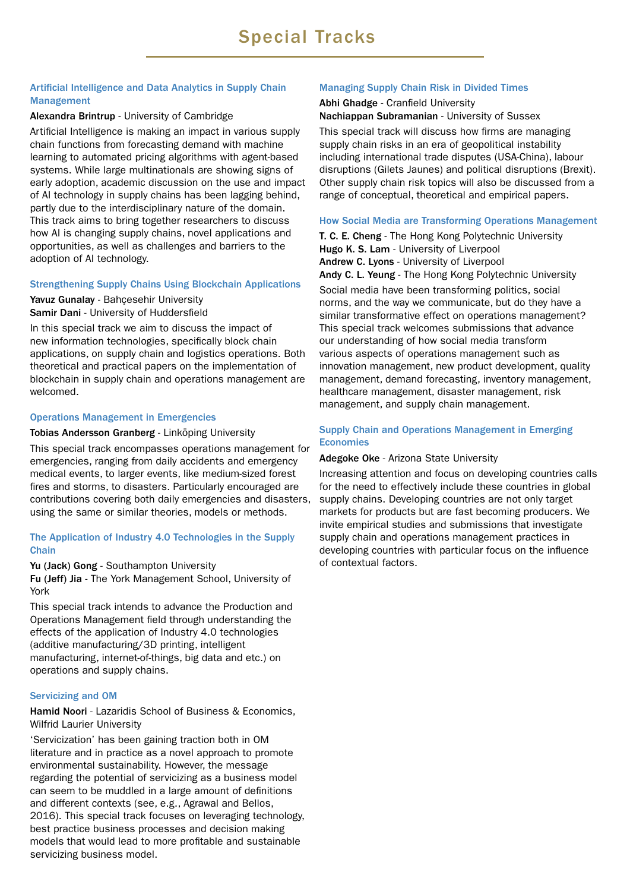# Special Tracks

### Artificial Intelligence and Data Analytics in Supply Chain Management

**Alexandra Brintrup** - University of Cambridge

Artificial Intelligence is making an impact in various supply chain functions from forecasting demand with machine learning to automated pricing algorithms with agent-based systems. While large multinationals are showing signs of early adoption, academic discussion on the use and impact of AI technology in supply chains has been lagging behind, partly due to the interdisciplinary nature of the domain. This track aims to bring together researchers to discuss how AI is changing supply chains, novel applications and opportunities, as well as challenges and barriers to the adoption of AI technology.

### Strengthening Supply Chains Using Blockchain Applications

**Yavuz Gunalay** - Bahçesehir University
**Samir Dani** - University of Huddersfield

In this special track we aim to discuss the impact of new information technologies, specifically block chain applications, on supply chain and logistics operations. Both theoretical and practical papers on the implementation of blockchain in supply chain and operations management are welcomed.

### Operations Management in Emergencies

**Tobias Andersson Granberg** - Linköping University

This special track encompasses operations management for emergencies, ranging from daily accidents and emergency medical events, to larger events, like medium-sized forest fires and storms, to disasters. Particularly encouraged are contributions covering both daily emergencies and disasters, using the same or similar theories, models or methods.

### The Application of Industry 4.0 Technologies in the Supply Chain

**Yu (Jack) Gong** - Southampton University
**Fu (Jeff) Jia** - The York Management School, University of York

This special track intends to advance the Production and Operations Management field through understanding the effects of the application of Industry 4.0 technologies (additive manufacturing/3D printing, intelligent manufacturing, internet-of-things, big data and etc.) on operations and supply chains.

### Servicizing and OM

**Hamid Noori** - Lazaridis School of Business & Economics, Wilfrid Laurier University

'Servicization' has been gaining traction both in OM literature and in practice as a novel approach to promote environmental sustainability. However, the message regarding the potential of servicizing as a business model can seem to be muddled in a large amount of definitions and different contexts (see, e.g., Agrawal and Bellos, 2016). This special track focuses on leveraging technology, best practice business processes and decision making models that would lead to more profitable and sustainable servicizing business model.

### Managing Supply Chain Risk in Divided Times

**Abhi Ghadge** - Cranfield University
**Nachiappan Subramanian** - University of Sussex

This special track will discuss how firms are managing supply chain risks in an era of geopolitical instability including international trade disputes (USA-China), labour disruptions (Gilets Jaunes) and political disruptions (Brexit). Other supply chain risk topics will also be discussed from a range of conceptual, theoretical and empirical papers.

### How Social Media are Transforming Operations Management

**T. C. E. Cheng** - The Hong Kong Polytechnic University
**Hugo K. S. Lam** - University of Liverpool
**Andrew C. Lyons** - University of Liverpool
**Andy C. L. Yeung** - The Hong Kong Polytechnic University

Social media have been transforming politics, social norms, and the way we communicate, but do they have a similar transformative effect on operations management? This special track welcomes submissions that advance our understanding of how social media transform various aspects of operations management such as innovation management, new product development, quality management, demand forecasting, inventory management, healthcare management, disaster management, risk management, and supply chain management.

### Supply Chain and Operations Management in Emerging Economies

**Adegoke Oke** - Arizona State University

Increasing attention and focus on developing countries calls for the need to effectively include these countries in global supply chains. Developing countries are not only target markets for products but are fast becoming producers. We invite empirical studies and submissions that investigate supply chain and operations management practices in developing countries with particular focus on the influence of contextual factors.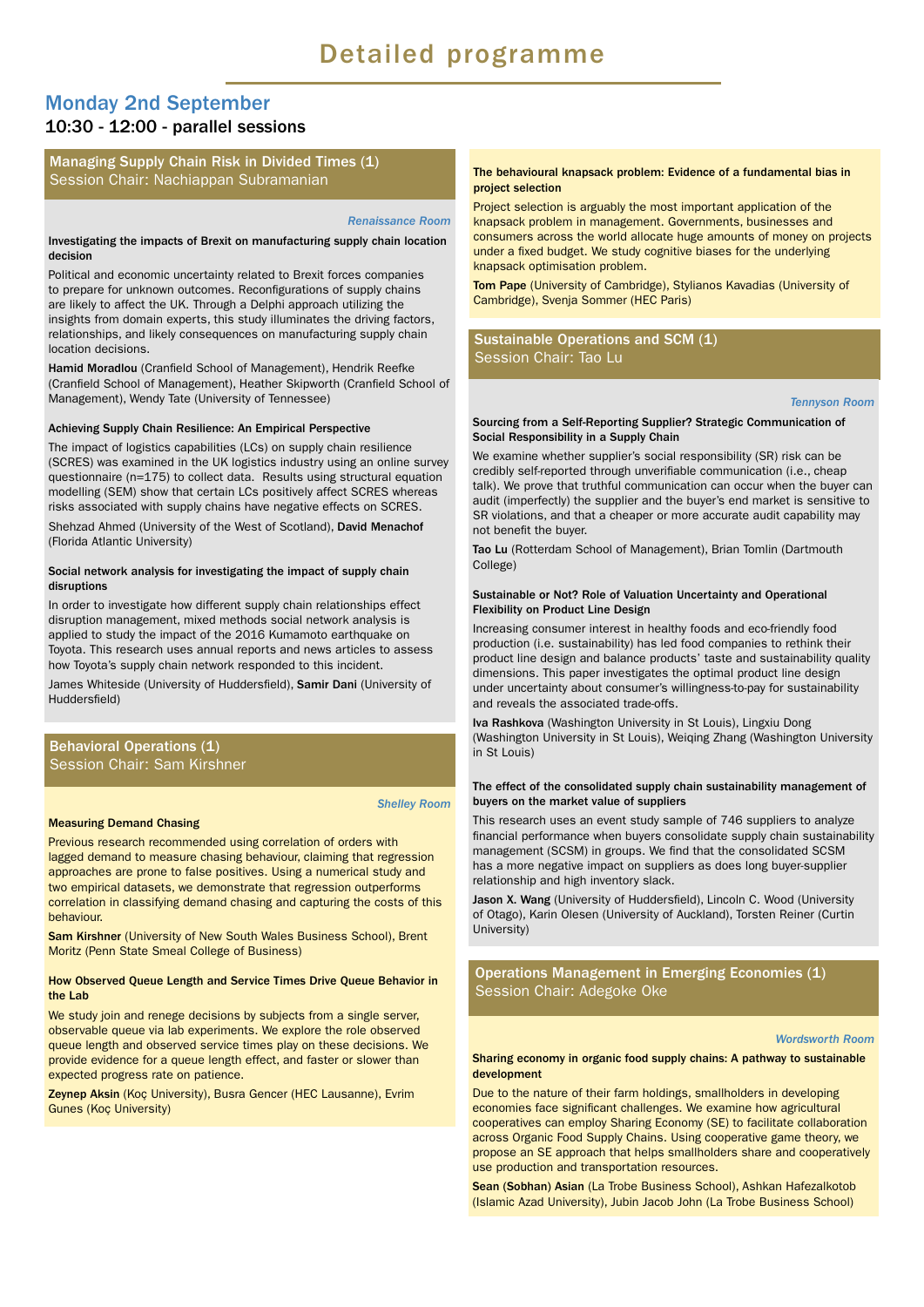# Detailed programme

## Monday 2nd September

### 10:30 - 12:00 - parallel sessions

### Managing Supply Chain Risk in Divided Times (1)
Session Chair: Nachiappan Subramanian

*Renaissance Room*

**Investigating the impacts of Brexit on manufacturing supply chain location decision**

Political and economic uncertainty related to Brexit forces companies to prepare for unknown outcomes. Reconfigurations of supply chains are likely to affect the UK. Through a Delphi approach utilizing the insights from domain experts, this study illuminates the driving factors, relationships, and likely consequences on manufacturing supply chain location decisions.

**Hamid Moradlou** (Cranfield School of Management), Hendrik Reefke (Cranfield School of Management), Heather Skipworth (Cranfield School of Management), Wendy Tate (University of Tennessee)

**Achieving Supply Chain Resilience: An Empirical Perspective**

The impact of logistics capabilities (LCs) on supply chain resilience (SCRES) was examined in the UK logistics industry using an online survey questionnaire (n=175) to collect data. Results using structural equation modelling (SEM) show that certain LCs positively affect SCRES whereas risks associated with supply chains have negative effects on SCRES.

Shehzad Ahmed (University of the West of Scotland), **David Menachof** (Florida Atlantic University)

**Social network analysis for investigating the impact of supply chain disruptions**

In order to investigate how different supply chain relationships effect disruption management, mixed methods social network analysis is applied to study the impact of the 2016 Kumamoto earthquake on Toyota. This research uses annual reports and news articles to assess how Toyota's supply chain network responded to this incident.

James Whiteside (University of Huddersfield), **Samir Dani** (University of Huddersfield)

### Behavioral Operations (1)
Session Chair: Sam Kirshner

*Shelley Room*

**Measuring Demand Chasing**

Previous research recommended using correlation of orders with lagged demand to measure chasing behaviour, claiming that regression approaches are prone to false positives. Using a numerical study and two empirical datasets, we demonstrate that regression outperforms correlation in classifying demand chasing and capturing the costs of this behaviour.

**Sam Kirshner** (University of New South Wales Business School), Brent Moritz (Penn State Smeal College of Business)

**How Observed Queue Length and Service Times Drive Queue Behavior in the Lab**

We study join and renege decisions by subjects from a single server, observable queue via lab experiments. We explore the role observed queue length and observed service times play on these decisions. We provide evidence for a queue length effect, and faster or slower than expected progress rate on patience.

**Zeynep Aksin** (Koç University), Busra Gencer (HEC Lausanne), Evrim Gunes (Koç University)

**The behavioural knapsack problem: Evidence of a fundamental bias in project selection**

Project selection is arguably the most important application of the knapsack problem in management. Governments, businesses and consumers across the world allocate huge amounts of money on projects under a fixed budget. We study cognitive biases for the underlying knapsack optimisation problem.

**Tom Pape** (University of Cambridge), Stylianos Kavadias (University of Cambridge), Svenja Sommer (HEC Paris)

### Sustainable Operations and SCM (1)
Session Chair: Tao Lu

*Tennyson Room*

**Sourcing from a Self-Reporting Supplier? Strategic Communication of Social Responsibility in a Supply Chain**

We examine whether supplier's social responsibility (SR) risk can be credibly self-reported through unverifiable communication (i.e., cheap talk). We prove that truthful communication can occur when the buyer can audit (imperfectly) the supplier and the buyer's end market is sensitive to SR violations, and that a cheaper or more accurate audit capability may not benefit the buyer.

**Tao Lu** (Rotterdam School of Management), Brian Tomlin (Dartmouth College)

**Sustainable or Not? Role of Valuation Uncertainty and Operational Flexibility on Product Line Design**

Increasing consumer interest in healthy foods and eco-friendly food production (i.e. sustainability) has led food companies to rethink their product line design and balance products' taste and sustainability quality dimensions. This paper investigates the optimal product line design under uncertainty about consumer's willingness-to-pay for sustainability and reveals the associated trade-offs.

**Iva Rashkova** (Washington University in St Louis), Lingxiu Dong (Washington University in St Louis), Weiqing Zhang (Washington University in St Louis)

**The effect of the consolidated supply chain sustainability management of buyers on the market value of suppliers**

This research uses an event study sample of 746 suppliers to analyze financial performance when buyers consolidate supply chain sustainability management (SCSM) in groups. We find that the consolidated SCSM has a more negative impact on suppliers as does long buyer-supplier relationship and high inventory slack.

**Jason X. Wang** (University of Huddersfield), Lincoln C. Wood (University of Otago), Karin Olesen (University of Auckland), Torsten Reiner (Curtin University)

### Operations Management in Emerging Economies (1)
Session Chair: Adegoke Oke

*Wordsworth Room*

**Sharing economy in organic food supply chains: A pathway to sustainable development**

Due to the nature of their farm holdings, smallholders in developing economies face significant challenges. We examine how agricultural cooperatives can employ Sharing Economy (SE) to facilitate collaboration across Organic Food Supply Chains. Using cooperative game theory, we propose an SE approach that helps smallholders share and cooperatively use production and transportation resources.

**Sean (Sobhan) Asian** (La Trobe Business School), Ashkan Hafezalkotob (Islamic Azad University), Jubin Jacob John (La Trobe Business School)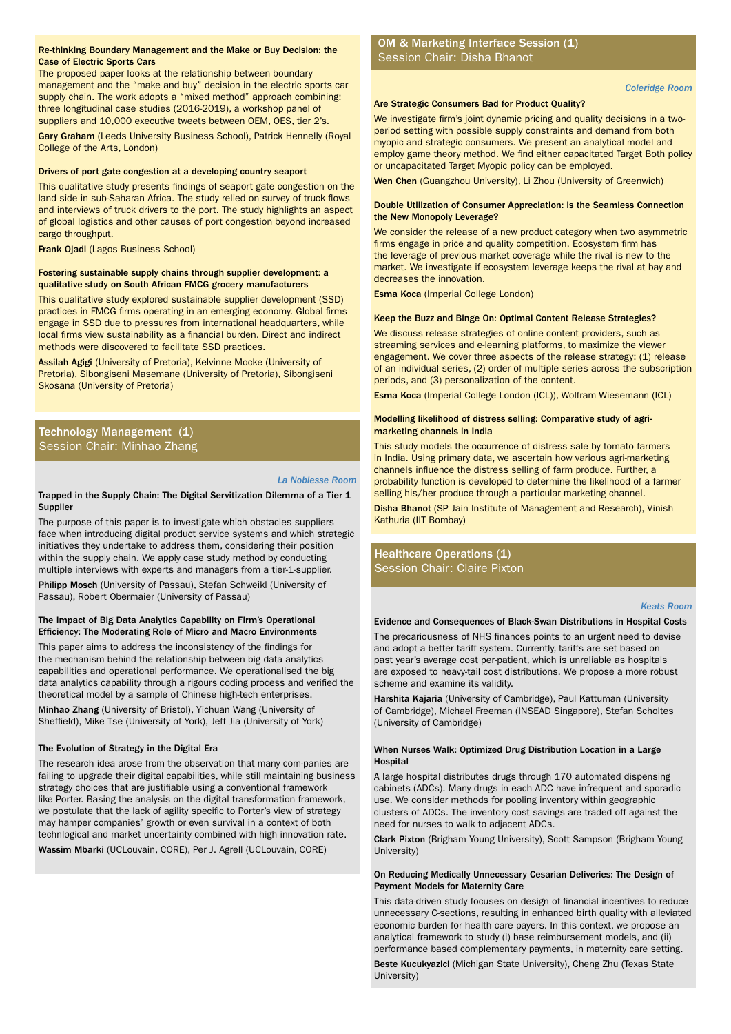#### Re-thinking Boundary Management and the Make or Buy Decision: the Case of Electric Sports Cars

The proposed paper looks at the relationship between boundary management and the "make and buy" decision in the electric sports car supply chain. The work adopts a "mixed method" approach combining: three longitudinal case studies (2016-2019), a workshop panel of suppliers and 10,000 executive tweets between OEM, OES, tier 2's.

**Gary Graham** (Leeds University Business School), Patrick Hennelly (Royal College of the Arts, London)

#### Drivers of port gate congestion at a developing country seaport

This qualitative study presents findings of seaport gate congestion on the land side in sub-Saharan Africa. The study relied on survey of truck flows and interviews of truck drivers to the port. The study highlights an aspect of global logistics and other causes of port congestion beyond increased cargo throughput.

**Frank Ojadi** (Lagos Business School)

#### Fostering sustainable supply chains through supplier development: a qualitative study on South African FMCG grocery manufacturers

This qualitative study explored sustainable supplier development (SSD) practices in FMCG firms operating in an emerging economy. Global firms engage in SSD due to pressures from international headquarters, while local firms view sustainability as a financial burden. Direct and indirect methods are discovered to facilitate SSD practices.

**Assilah Agigi** (University of Pretoria), Kelvinne Mocke (University of Pretoria), Sibongiseni Masemane (University of Pretoria), Sibongiseni Skosana (University of Pretoria)

## Technology Management (1)
Session Chair: Minhao Zhang

*La Noblesse Room*

#### Trapped in the Supply Chain: The Digital Servitization Dilemma of a Tier 1 Supplier

The purpose of this paper is to investigate which obstacles suppliers face when introducing digital product service systems and which strategic initiatives they undertake to address them, considering their position within the supply chain. We apply case study method by conducting multiple interviews with experts and managers from a tier-1-supplier.

**Philipp Mosch** (University of Passau), Stefan Schweikl (University of Passau), Robert Obermaier (University of Passau)

#### The Impact of Big Data Analytics Capability on Firm's Operational Efficiency: The Moderating Role of Micro and Macro Environments

This paper aims to address the inconsistency of the findings for the mechanism behind the relationship between big data analytics capabilities and operational performance. We operationalised the big data analytics capability through a rigours coding process and verified the theoretical model by a sample of Chinese high-tech enterprises.

**Minhao Zhang** (University of Bristol), Yichuan Wang (University of Sheffield), Mike Tse (University of York), Jeff Jia (University of York)

#### The Evolution of Strategy in the Digital Era

The research idea arose from the observation that many com-panies are failing to upgrade their digital capabilities, while still maintaining business strategy choices that are justifiable using a conventional framework like Porter. Basing the analysis on the digital transformation framework, we postulate that the lack of agility specific to Porter's view of strategy may hamper companies' growth or even survival in a context of both technlogical and market uncertainty combined with high innovation rate.

**Wassim Mbarki** (UCLouvain, CORE), Per J. Agrell (UCLouvain, CORE)

## OM & Marketing Interface Session (1)
Session Chair: Disha Bhanot

*Coleridge Room*

#### Are Strategic Consumers Bad for Product Quality?

We investigate firm's joint dynamic pricing and quality decisions in a two-period setting with possible supply constraints and demand from both myopic and strategic consumers. We present an analytical model and employ game theory method. We find either capacitated Target Both policy or uncapacitated Target Myopic policy can be employed.

**Wen Chen** (Guangzhou University), Li Zhou (University of Greenwich)

#### Double Utilization of Consumer Appreciation: Is the Seamless Connection the New Monopoly Leverage?

We consider the release of a new product category when two asymmetric firms engage in price and quality competition. Ecosystem firm has the leverage of previous market coverage while the rival is new to the market. We investigate if ecosystem leverage keeps the rival at bay and decreases the innovation.

**Esma Koca** (Imperial College London)

#### Keep the Buzz and Binge On: Optimal Content Release Strategies?

We discuss release strategies of online content providers, such as streaming services and e-learning platforms, to maximize the viewer engagement. We cover three aspects of the release strategy: (1) release of an individual series, (2) order of multiple series across the subscription periods, and (3) personalization of the content.

**Esma Koca** (Imperial College London (ICL)), Wolfram Wiesemann (ICL)

#### Modelling likelihood of distress selling: Comparative study of agri-marketing channels in India

This study models the occurrence of distress sale by tomato farmers in India. Using primary data, we ascertain how various agri-marketing channels influence the distress selling of farm produce. Further, a probability function is developed to determine the likelihood of a farmer selling his/her produce through a particular marketing channel.

**Disha Bhanot** (SP Jain Institute of Management and Research), Vinish Kathuria (IIT Bombay)

## Healthcare Operations (1)
Session Chair: Claire Pixton

*Keats Room*

#### Evidence and Consequences of Black-Swan Distributions in Hospital Costs

The precariousness of NHS finances points to an urgent need to devise and adopt a better tariff system. Currently, tariffs are set based on past year's average cost per-patient, which is unreliable as hospitals are exposed to heavy-tail cost distributions. We propose a more robust scheme and examine its validity.

**Harshita Kajaria** (University of Cambridge), Paul Kattuman (University of Cambridge), Michael Freeman (INSEAD Singapore), Stefan Scholtes (University of Cambridge)

#### When Nurses Walk: Optimized Drug Distribution Location in a Large Hospital

A large hospital distributes drugs through 170 automated dispensing cabinets (ADCs). Many drugs in each ADC have infrequent and sporadic use. We consider methods for pooling inventory within geographic clusters of ADCs. The inventory cost savings are traded off against the need for nurses to walk to adjacent ADCs.

**Clark Pixton** (Brigham Young University), Scott Sampson (Brigham Young University)

#### On Reducing Medically Unnecessary Cesarian Deliveries: The Design of Payment Models for Maternity Care

This data-driven study focuses on design of financial incentives to reduce unnecessary C-sections, resulting in enhanced birth quality with alleviated economic burden for health care payers. In this context, we propose an analytical framework to study (i) base reimbursement models, and (ii) performance based complementary payments, in maternity care setting.

**Beste Kucukyazici** (Michigan State University), Cheng Zhu (Texas State University)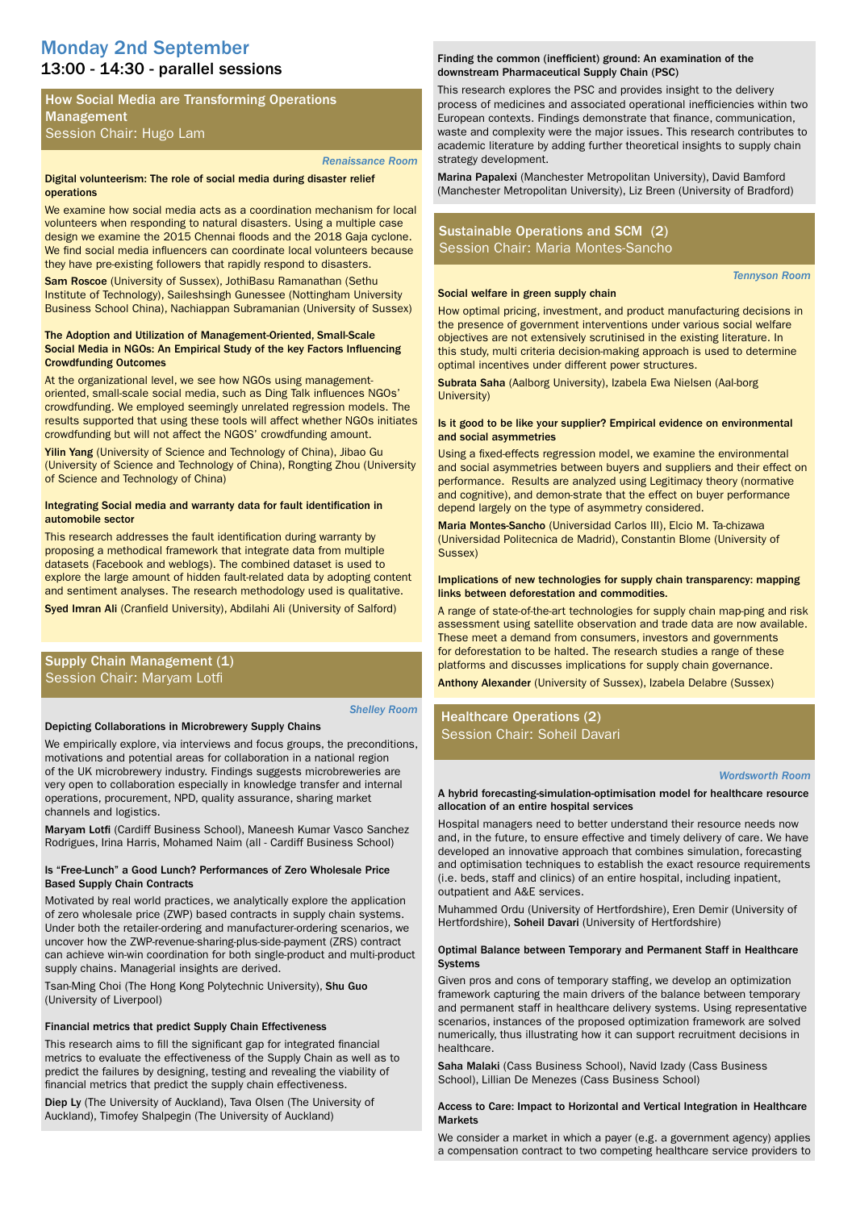# Monday 2nd September

## 13:00 - 14:30 - parallel sessions

### How Social Media are Transforming Operations Management
Session Chair: Hugo Lam

*Renaissance Room*

**Digital volunteerism: The role of social media during disaster relief operations**

We examine how social media acts as a coordination mechanism for local volunteers when responding to natural disasters. Using a multiple case design we examine the 2015 Chennai floods and the 2018 Gaja cyclone. We find social media influencers can coordinate local volunteers because they have pre-existing followers that rapidly respond to disasters.

**Sam Roscoe** (University of Sussex), JothiBasu Ramanathan (Sethu Institute of Technology), Saileshsingh Gunessee (Nottingham University Business School China), Nachiappan Subramanian (University of Sussex)

**The Adoption and Utilization of Management-Oriented, Small-Scale Social Media in NGOs: An Empirical Study of the key Factors Influencing Crowdfunding Outcomes**

At the organizational level, we see how NGOs using management-oriented, small-scale social media, such as Ding Talk influences NGOs' crowdfunding. We employed seemingly unrelated regression models. The results supported that using these tools will affect whether NGOs initiates crowdfunding but will not affect the NGOS' crowdfunding amount.

**Yilin Yang** (University of Science and Technology of China), Jibao Gu (University of Science and Technology of China), Rongting Zhou (University of Science and Technology of China)

**Integrating Social media and warranty data for fault identification in automobile sector**

This research addresses the fault identification during warranty by proposing a methodical framework that integrate data from multiple datasets (Facebook and weblogs). The combined dataset is used to explore the large amount of hidden fault-related data by adopting content and sentiment analyses. The research methodology used is qualitative.

**Syed Imran Ali** (Cranfield University), Abdilahi Ali (University of Salford)

### Supply Chain Management (1)
Session Chair: Maryam Lotfi

*Shelley Room*

**Depicting Collaborations in Microbrewery Supply Chains**

We empirically explore, via interviews and focus groups, the preconditions, motivations and potential areas for collaboration in a national region of the UK microbrewery industry. Findings suggests microbreweries are very open to collaboration especially in knowledge transfer and internal operations, procurement, NPD, quality assurance, sharing market channels and logistics.

**Maryam Lotfi** (Cardiff Business School), Maneesh Kumar Vasco Sanchez Rodrigues, Irina Harris, Mohamed Naim (all - Cardiff Business School)

**Is "Free-Lunch" a Good Lunch? Performances of Zero Wholesale Price Based Supply Chain Contracts**

Motivated by real world practices, we analytically explore the application of zero wholesale price (ZWP) based contracts in supply chain systems. Under both the retailer-ordering and manufacturer-ordering scenarios, we uncover how the ZWP-revenue-sharing-plus-side-payment (ZRS) contract can achieve win-win coordination for both single-product and multi-product supply chains. Managerial insights are derived.

Tsan-Ming Choi (The Hong Kong Polytechnic University), **Shu Guo** (University of Liverpool)

**Financial metrics that predict Supply Chain Effectiveness**

This research aims to fill the significant gap for integrated financial metrics to evaluate the effectiveness of the Supply Chain as well as to predict the failures by designing, testing and revealing the viability of financial metrics that predict the supply chain effectiveness.

**Diep Ly** (The University of Auckland), Tava Olsen (The University of Auckland), Timofey Shalpegin (The University of Auckland)

**Finding the common (inefficient) ground: An examination of the downstream Pharmaceutical Supply Chain (PSC)**

This research explores the PSC and provides insight to the delivery process of medicines and associated operational inefficiencies within two European contexts. Findings demonstrate that finance, communication, waste and complexity were the major issues. This research contributes to academic literature by adding further theoretical insights to supply chain strategy development.

**Marina Papalexi** (Manchester Metropolitan University), David Bamford (Manchester Metropolitan University), Liz Breen (University of Bradford)

### Sustainable Operations and SCM (2)
Session Chair: Maria Montes-Sancho

*Tennyson Room*

**Social welfare in green supply chain**

How optimal pricing, investment, and product manufacturing decisions in the presence of government interventions under various social welfare objectives are not extensively scrutinised in the existing literature. In this study, multi criteria decision-making approach is used to determine optimal incentives under different power structures.

**Subrata Saha** (Aalborg University), Izabela Ewa Nielsen (Aal-borg University)

**Is it good to be like your supplier? Empirical evidence on environmental and social asymmetries**

Using a fixed-effects regression model, we examine the environmental and social asymmetries between buyers and suppliers and their effect on performance. Results are analyzed using Legitimacy theory (normative and cognitive), and demon-strate that the effect on buyer performance depend largely on the type of asymmetry considered.

**Maria Montes-Sancho** (Universidad Carlos III), Elcio M. Ta-chizawa (Universidad Politecnica de Madrid), Constantin Blome (University of Sussex)

**Implications of new technologies for supply chain transparency: mapping links between deforestation and commodities.**

A range of state-of-the-art technologies for supply chain map-ping and risk assessment using satellite observation and trade data are now available. These meet a demand from consumers, investors and governments for deforestation to be halted. The research studies a range of these platforms and discusses implications for supply chain governance.

**Anthony Alexander** (University of Sussex), Izabela Delabre (Sussex)

### Healthcare Operations (2)
Session Chair: Soheil Davari

*Wordsworth Room*

**A hybrid forecasting-simulation-optimisation model for healthcare resource allocation of an entire hospital services**

Hospital managers need to better understand their resource needs now and, in the future, to ensure effective and timely delivery of care. We have developed an innovative approach that combines simulation, forecasting and optimisation techniques to establish the exact resource requirements (i.e. beds, staff and clinics) of an entire hospital, including inpatient, outpatient and A&E services.

Muhammed Ordu (University of Hertfordshire), Eren Demir (University of Hertfordshire), **Soheil Davari** (University of Hertfordshire)

**Optimal Balance between Temporary and Permanent Staff in Healthcare Systems**

Given pros and cons of temporary staffing, we develop an optimization framework capturing the main drivers of the balance between temporary and permanent staff in healthcare delivery systems. Using representative scenarios, instances of the proposed optimization framework are solved numerically, thus illustrating how it can support recruitment decisions in healthcare.

**Saha Malaki** (Cass Business School), Navid Izady (Cass Business School), Lillian De Menezes (Cass Business School)

**Access to Care: Impact to Horizontal and Vertical Integration in Healthcare Markets**

We consider a market in which a payer (e.g. a government agency) applies a compensation contract to two competing healthcare service providers to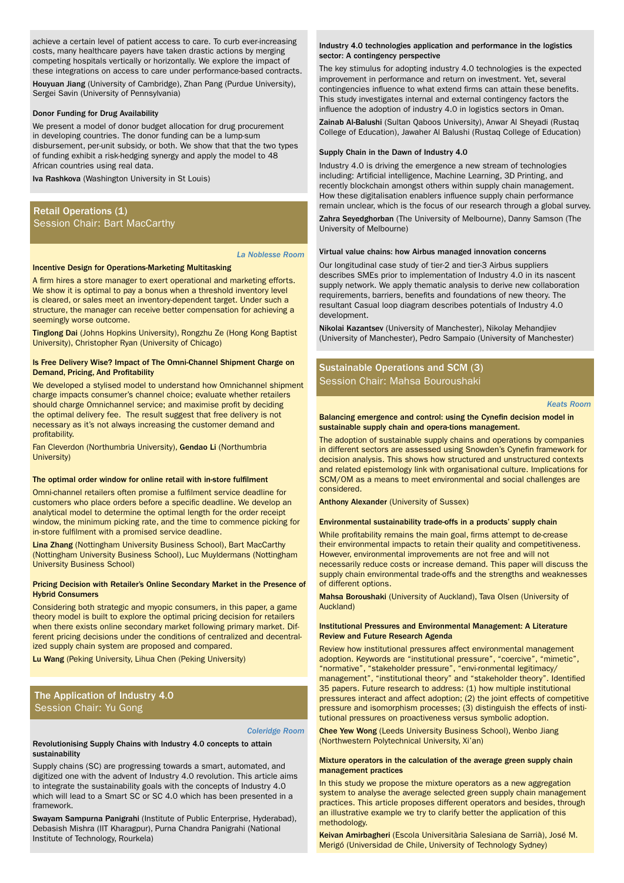achieve a certain level of patient access to care. To curb ever-increasing costs, many healthcare payers have taken drastic actions by merging competing hospitals vertically or horizontally. We explore the impact of these integrations on access to care under performance-based contracts.

**Houyuan Jiang** (University of Cambridge), Zhan Pang (Purdue University), Sergei Savin (University of Pennsylvania)

#### Donor Funding for Drug Availability

We present a model of donor budget allocation for drug procurement in developing countries. The donor funding can be a lump-sum disbursement, per-unit subsidy, or both. We show that that the two types of funding exhibit a risk-hedging synergy and apply the model to 48 African countries using real data.

**Iva Rashkova** (Washington University in St Louis)

## Retail Operations (1)
Session Chair: Bart MacCarthy

*La Noblesse Room*

#### Incentive Design for Operations-Marketing Multitasking

A firm hires a store manager to exert operational and marketing efforts. We show it is optimal to pay a bonus when a threshold inventory level is cleared, or sales meet an inventory-dependent target. Under such a structure, the manager can receive better compensation for achieving a seemingly worse outcome.

**Tinglong Dai** (Johns Hopkins University), Rongzhu Ze (Hong Kong Baptist University), Christopher Ryan (University of Chicago)

#### Is Free Delivery Wise? Impact of The Omni-Channel Shipment Charge on Demand, Pricing, And Profitability

We developed a stylised model to understand how Omnichannel shipment charge impacts consumer's channel choice; evaluate whether retailers should charge Omnichannel service; and maximise profit by deciding the optimal delivery fee. The result suggest that free delivery is not necessary as it's not always increasing the customer demand and profitability.

Fan Cleverdon (Northumbria University), **Gendao Li** (Northumbria University)

#### The optimal order window for online retail with in-store fulfilment

Omni-channel retailers often promise a fulfilment service deadline for customers who place orders before a specific deadline. We develop an analytical model to determine the optimal length for the order receipt window, the minimum picking rate, and the time to commence picking for in-store fulfilment with a promised service deadline.

**Lina Zhang** (Nottingham University Business School), Bart MacCarthy (Nottingham University Business School), Luc Muyldermans (Nottingham University Business School)

#### Pricing Decision with Retailer's Online Secondary Market in the Presence of Hybrid Consumers

Considering both strategic and myopic consumers, in this paper, a game theory model is built to explore the optimal pricing decision for retailers when there exists online secondary market following primary market. Different pricing decisions under the conditions of centralized and decentralized supply chain system are proposed and compared.

**Lu Wang** (Peking University, Lihua Chen (Peking University)

## The Application of Industry 4.0
Session Chair: Yu Gong

*Coleridge Room*

#### Revolutionising Supply Chains with Industry 4.0 concepts to attain sustainability

Supply chains (SC) are progressing towards a smart, automated, and digitized one with the advent of Industry 4.0 revolution. This article aims to integrate the sustainability goals with the concepts of Industry 4.0 which will lead to a Smart SC or SC 4.0 which has been presented in a framework.

**Swayam Sampurna Panigrahi** (Institute of Public Enterprise, Hyderabad), Debasish Mishra (IIT Kharagpur), Purna Chandra Panigrahi (National Institute of Technology, Rourkela)

#### Industry 4.0 technologies application and performance in the logistics sector: A contingency perspective

The key stimulus for adopting industry 4.0 technologies is the expected improvement in performance and return on investment. Yet, several contingencies influence to what extend firms can attain these benefits. This study investigates internal and external contingency factors the influence the adoption of industry 4.0 in logistics sectors in Oman.

**Zainab Al-Balushi** (Sultan Qaboos University), Anwar Al Sheyadi (Rustaq College of Education), Jawaher Al Balushi (Rustaq College of Education)

#### Supply Chain in the Dawn of Industry 4.0

Industry 4.0 is driving the emergence a new stream of technologies including: Artificial intelligence, Machine Learning, 3D Printing, and recently blockchain amongst others within supply chain management. How these digitalisation enablers influence supply chain performance remain unclear, which is the focus of our research through a global survey.

**Zahra Seyedghorban** (The University of Melbourne), Danny Samson (The University of Melbourne)

#### Virtual value chains: how Airbus managed innovation concerns

Our longitudinal case study of tier-2 and tier-3 Airbus suppliers describes SMEs prior to implementation of Industry 4.0 in its nascent supply network. We apply thematic analysis to derive new collaboration requirements, barriers, benefits and foundations of new theory. The resultant Casual loop diagram describes potentials of Industry 4.0 development.

**Nikolai Kazantsev** (University of Manchester), Nikolay Mehandjiev (University of Manchester), Pedro Sampaio (University of Manchester)

## Sustainable Operations and SCM (3)
Session Chair: Mahsa Bouroushaki

*Keats Room*

#### Balancing emergence and control: using the Cynefin decision model in sustainable supply chain and opera-tions management.

The adoption of sustainable supply chains and operations by companies in different sectors are assessed using Snowden's Cynefin framework for decision analysis. This shows how structured and unstructured contexts and related epistemology link with organisational culture. Implications for SCM/OM as a means to meet environmental and social challenges are considered.

**Anthony Alexander** (University of Sussex)

#### Environmental sustainability trade-offs in a products' supply chain

While profitability remains the main goal, firms attempt to de-crease their environmental impacts to retain their quality and competitiveness. However, environmental improvements are not free and will not necessarily reduce costs or increase demand. This paper will discuss the supply chain environmental trade-offs and the strengths and weaknesses of different options.

**Mahsa Boroushaki** (University of Auckland), Tava Olsen (University of Auckland)

#### Institutional Pressures and Environmental Management: A Literature Review and Future Research Agenda

Review how institutional pressures affect environmental management adoption. Keywords are "institutional pressure", "coercive", "mimetic", "normative", "stakeholder pressure", "envi-ronmental legitimacy/ management", "institutional theory" and "stakeholder theory". Identified 35 papers. Future research to address: (1) how multiple institutional pressures interact and affect adoption; (2) the joint effects of competitive pressure and isomorphism processes; (3) distinguish the effects of institutional pressures on proactiveness versus symbolic adoption.

**Chee Yew Wong** (Leeds University Business School), Wenbo Jiang (Northwestern Polytechnical University, Xi'an)

#### Mixture operators in the calculation of the average green supply chain management practices

In this study we propose the mixture operators as a new aggregation system to analyse the average selected green supply chain management practices. This article proposes different operators and besides, through an illustrative example we try to clarify better the application of this methodology.

**Keivan Amirbagheri** (Escola Universitària Salesiana de Sarrià), José M. Merigó (Universidad de Chile, University of Technology Sydney)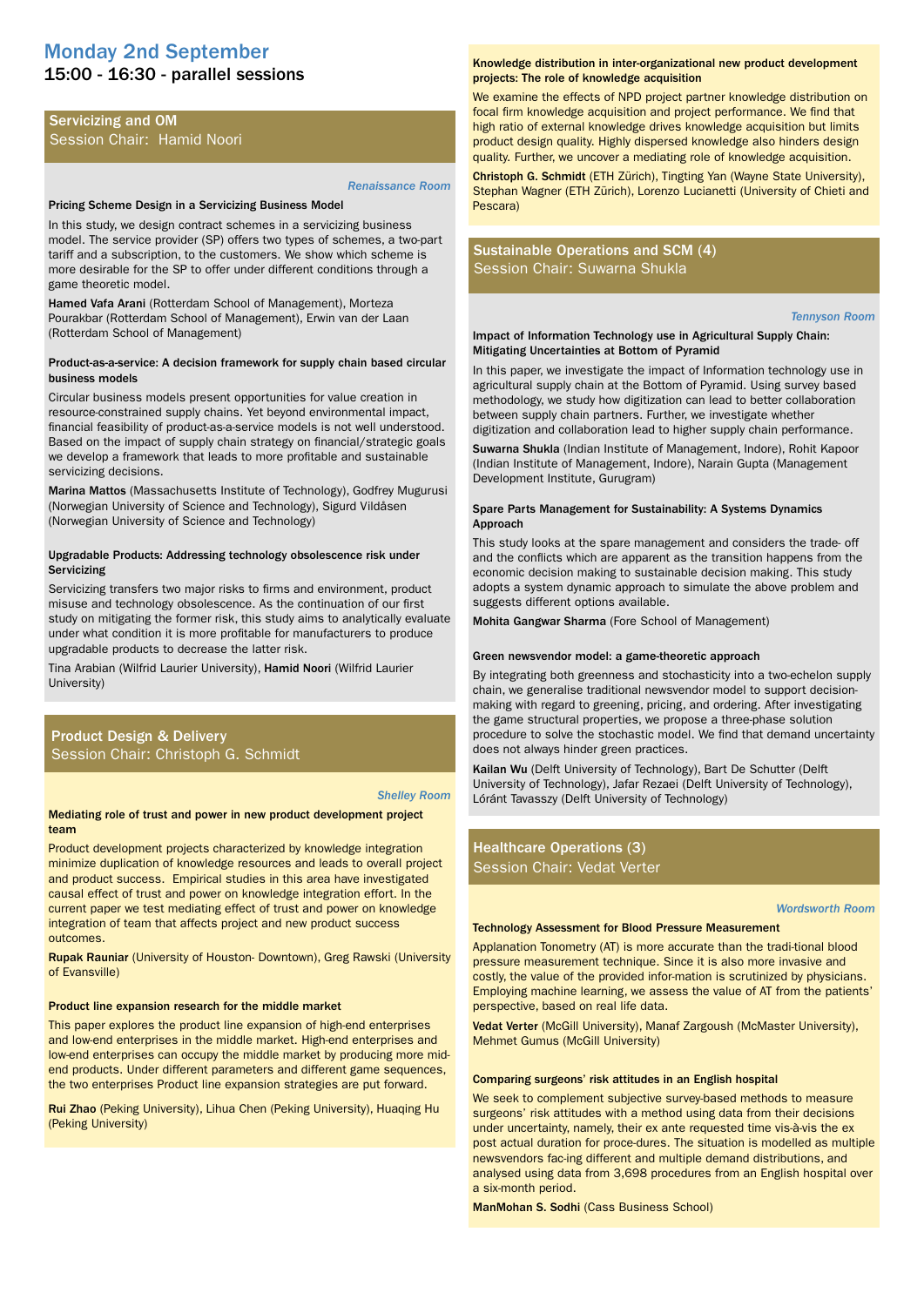# Monday 2nd September

## 15:00 - 16:30 - parallel sessions

### Servicizing and OM
Session Chair: Hamid Noori

*Renaissance Room*

**Pricing Scheme Design in a Servicizing Business Model**

In this study, we design contract schemes in a servicizing business model. The service provider (SP) offers two types of schemes, a two-part tariff and a subscription, to the customers. We show which scheme is more desirable for the SP to offer under different conditions through a game theoretic model.

**Hamed Vafa Arani** (Rotterdam School of Management), Morteza Pourakbar (Rotterdam School of Management), Erwin van der Laan (Rotterdam School of Management)

**Product-as-a-service: A decision framework for supply chain based circular business models**

Circular business models present opportunities for value creation in resource-constrained supply chains. Yet beyond environmental impact, financial feasibility of product-as-a-service models is not well understood. Based on the impact of supply chain strategy on financial/strategic goals we develop a framework that leads to more profitable and sustainable servicizing decisions.

**Marina Mattos** (Massachusetts Institute of Technology), Godfrey Mugurusi (Norwegian University of Science and Technology), Sigurd Vildåsen (Norwegian University of Science and Technology)

**Upgradable Products: Addressing technology obsolescence risk under Servicizing**

Servicizing transfers two major risks to firms and environment, product misuse and technology obsolescence. As the continuation of our first study on mitigating the former risk, this study aims to analytically evaluate under what condition it is more profitable for manufacturers to produce upgradable products to decrease the latter risk.

Tina Arabian (Wilfrid Laurier University), **Hamid Noori** (Wilfrid Laurier University)

### Product Design & Delivery
Session Chair: Christoph G. Schmidt

*Shelley Room*

**Mediating role of trust and power in new product development project team**

Product development projects characterized by knowledge integration minimize duplication of knowledge resources and leads to overall project and product success. Empirical studies in this area have investigated causal effect of trust and power on knowledge integration effort. In the current paper we test mediating effect of trust and power on knowledge integration of team that affects project and new product success outcomes.

**Rupak Rauniar** (University of Houston- Downtown), Greg Rawski (University of Evansville)

**Product line expansion research for the middle market**

This paper explores the product line expansion of high-end enterprises and low-end enterprises in the middle market. High-end enterprises and low-end enterprises can occupy the middle market by producing more mid-end products. Under different parameters and different game sequences, the two enterprises Product line expansion strategies are put forward.

**Rui Zhao** (Peking University), Lihua Chen (Peking University), Huaqing Hu (Peking University)

**Knowledge distribution in inter-organizational new product development projects: The role of knowledge acquisition**

We examine the effects of NPD project partner knowledge distribution on focal firm knowledge acquisition and project performance. We find that high ratio of external knowledge drives knowledge acquisition but limits product design quality. Highly dispersed knowledge also hinders design quality. Further, we uncover a mediating role of knowledge acquisition.

**Christoph G. Schmidt** (ETH Zürich), Tingting Yan (Wayne State University), Stephan Wagner (ETH Zürich), Lorenzo Lucianetti (University of Chieti and Pescara)

### Sustainable Operations and SCM (4)
Session Chair: Suwarna Shukla

*Tennyson Room*

**Impact of Information Technology use in Agricultural Supply Chain: Mitigating Uncertainties at Bottom of Pyramid**

In this paper, we investigate the impact of Information technology use in agricultural supply chain at the Bottom of Pyramid. Using survey based methodology, we study how digitization can lead to better collaboration between supply chain partners. Further, we investigate whether digitization and collaboration lead to higher supply chain performance.

**Suwarna Shukla** (Indian Institute of Management, Indore), Rohit Kapoor (Indian Institute of Management, Indore), Narain Gupta (Management Development Institute, Gurugram)

**Spare Parts Management for Sustainability: A Systems Dynamics Approach**

This study looks at the spare management and considers the trade- off and the conflicts which are apparent as the transition happens from the economic decision making to sustainable decision making. This study adopts a system dynamic approach to simulate the above problem and suggests different options available.

**Mohita Gangwar Sharma** (Fore School of Management)

**Green newsvendor model: a game-theoretic approach**

By integrating both greenness and stochasticity into a two-echelon supply chain, we generalise traditional newsvendor model to support decision-making with regard to greening, pricing, and ordering. After investigating the game structural properties, we propose a three-phase solution procedure to solve the stochastic model. We find that demand uncertainty does not always hinder green practices.

**Kailan Wu** (Delft University of Technology), Bart De Schutter (Delft University of Technology), Jafar Rezaei (Delft University of Technology), Lóránt Tavasszy (Delft University of Technology)

### Healthcare Operations (3)
Session Chair: Vedat Verter

*Wordsworth Room*

**Technology Assessment for Blood Pressure Measurement**

Applanation Tonometry (AT) is more accurate than the tradi-tional blood pressure measurement technique. Since it is also more invasive and costly, the value of the provided infor-mation is scrutinized by physicians. Employing machine learning, we assess the value of AT from the patients' perspective, based on real life data.

**Vedat Verter** (McGill University), Manaf Zargoush (McMaster University), Mehmet Gumus (McGill University)

**Comparing surgeons' risk attitudes in an English hospital**

We seek to complement subjective survey-based methods to measure surgeons' risk attitudes with a method using data from their decisions under uncertainty, namely, their ex ante requested time vis-à-vis the ex post actual duration for proce-dures. The situation is modelled as multiple newsvendors fac-ing different and multiple demand distributions, and analysed using data from 3,698 procedures from an English hospital over a six-month period.

**ManMohan S. Sodhi** (Cass Business School)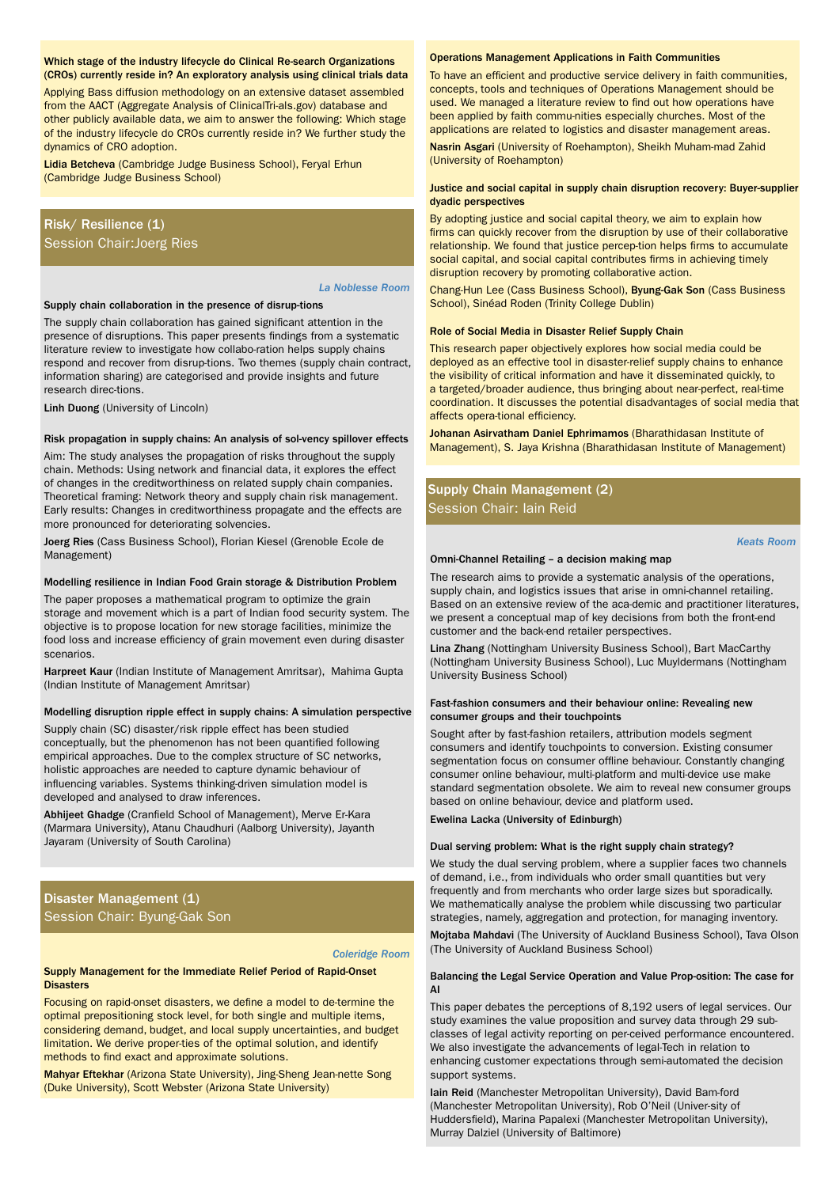**Which stage of the industry lifecycle do Clinical Re-search Organizations (CROs) currently reside in? An exploratory analysis using clinical trials data**

Applying Bass diffusion methodology on an extensive dataset assembled from the AACT (Aggregate Analysis of ClinicalTri-als.gov) database and other publicly available data, we aim to answer the following: Which stage of the industry lifecycle do CROs currently reside in? We further study the dynamics of CRO adoption.

**Lidia Betcheva** (Cambridge Judge Business School), Feryal Erhun (Cambridge Judge Business School)

## Risk/ Resilience (1)
Session Chair:Joerg Ries

*La Noblesse Room*

**Supply chain collaboration in the presence of disrup-tions**

The supply chain collaboration has gained significant attention in the presence of disruptions. This paper presents findings from a systematic literature review to investigate how collabo-ration helps supply chains respond and recover from disrup-tions. Two themes (supply chain contract, information sharing) are categorised and provide insights and future research direc-tions.

**Linh Duong** (University of Lincoln)

**Risk propagation in supply chains: An analysis of sol-vency spillover effects**

Aim: The study analyses the propagation of risks throughout the supply chain. Methods: Using network and financial data, it explores the effect of changes in the creditworthiness on related supply chain companies. Theoretical framing: Network theory and supply chain risk management. Early results: Changes in creditworthiness propagate and the effects are more pronounced for deteriorating solvencies.

**Joerg Ries** (Cass Business School), Florian Kiesel (Grenoble Ecole de Management)

**Modelling resilience in Indian Food Grain storage & Distribution Problem**

The paper proposes a mathematical program to optimize the grain storage and movement which is a part of Indian food security system. The objective is to propose location for new storage facilities, minimize the food loss and increase efficiency of grain movement even during disaster scenarios.

**Harpreet Kaur** (Indian Institute of Management Amritsar), Mahima Gupta (Indian Institute of Management Amritsar)

**Modelling disruption ripple effect in supply chains: A simulation perspective**

Supply chain (SC) disaster/risk ripple effect has been studied conceptually, but the phenomenon has not been quantified following empirical approaches. Due to the complex structure of SC networks, holistic approaches are needed to capture dynamic behaviour of influencing variables. Systems thinking-driven simulation model is developed and analysed to draw inferences.

**Abhijeet Ghadge** (Cranfield School of Management), Merve Er-Kara (Marmara University), Atanu Chaudhuri (Aalborg University), Jayanth Jayaram (University of South Carolina)

## Disaster Management (1)
Session Chair: Byung-Gak Son

*Coleridge Room*

**Supply Management for the Immediate Relief Period of Rapid-Onset Disasters**

Focusing on rapid-onset disasters, we define a model to de-termine the optimal prepositioning stock level, for both single and multiple items, considering demand, budget, and local supply uncertainties, and budget limitation. We derive proper-ties of the optimal solution, and identify methods to find exact and approximate solutions.

**Mahyar Eftekhar** (Arizona State University), Jing-Sheng Jean-nette Song (Duke University), Scott Webster (Arizona State University)

**Operations Management Applications in Faith Communities**

To have an efficient and productive service delivery in faith communities, concepts, tools and techniques of Operations Management should be used. We managed a literature review to find out how operations have been applied by faith commu-nities especially churches. Most of the applications are related to logistics and disaster management areas.

**Nasrin Asgari** (University of Roehampton), Sheikh Muham-mad Zahid (University of Roehampton)

**Justice and social capital in supply chain disruption recovery: Buyer-supplier dyadic perspectives**

By adopting justice and social capital theory, we aim to explain how firms can quickly recover from the disruption by use of their collaborative relationship. We found that justice percep-tion helps firms to accumulate social capital, and social capital contributes firms in achieving timely disruption recovery by promoting collaborative action.

Chang-Hun Lee (Cass Business School), **Byung-Gak Son** (Cass Business School), Sinéad Roden (Trinity College Dublin)

**Role of Social Media in Disaster Relief Supply Chain**

This research paper objectively explores how social media could be deployed as an effective tool in disaster-relief supply chains to enhance the visibility of critical information and have it disseminated quickly, to a targeted/broader audience, thus bringing about near-perfect, real-time coordination. It discusses the potential disadvantages of social media that affects opera-tional efficiency.

**Johanan Asirvatham Daniel Ephrimamos** (Bharathidasan Institute of Management), S. Jaya Krishna (Bharathidasan Institute of Management)

## Supply Chain Management (2)
Session Chair: Iain Reid

*Keats Room*

**Omni-Channel Retailing – a decision making map**

The research aims to provide a systematic analysis of the operations, supply chain, and logistics issues that arise in omni-channel retailing. Based on an extensive review of the aca-demic and practitioner literatures, we present a conceptual map of key decisions from both the front-end customer and the back-end retailer perspectives.

**Lina Zhang** (Nottingham University Business School), Bart MacCarthy (Nottingham University Business School), Luc Muyldermans (Nottingham University Business School)

**Fast-fashion consumers and their behaviour online: Revealing new consumer groups and their touchpoints**

Sought after by fast-fashion retailers, attribution models segment consumers and identify touchpoints to conversion. Existing consumer segmentation focus on consumer offline behaviour. Constantly changing consumer online behaviour, multi-platform and multi-device use make standard segmentation obsolete. We aim to reveal new consumer groups based on online behaviour, device and platform used.

**Ewelina Lacka (University of Edinburgh)**

**Dual serving problem: What is the right supply chain strategy?**

We study the dual serving problem, where a supplier faces two channels of demand, i.e., from individuals who order small quantities but very frequently and from merchants who order large sizes but sporadically. We mathematically analyse the problem while discussing two particular strategies, namely, aggregation and protection, for managing inventory.

**Mojtaba Mahdavi** (The University of Auckland Business School), Tava Olson (The University of Auckland Business School)

**Balancing the Legal Service Operation and Value Prop-osition: The case for AI**

This paper debates the perceptions of 8,192 users of legal services. Our study examines the value proposition and survey data through 29 sub-classes of legal activity reporting on per-ceived performance encountered. We also investigate the advancements of legal-Tech in relation to enhancing customer expectations through semi-automated the decision support systems.

**Iain Reid** (Manchester Metropolitan University), David Bam-ford (Manchester Metropolitan University), Rob O'Neil (Univer-sity of Huddersfield), Marina Papalexi (Manchester Metropolitan University), Murray Dalziel (University of Baltimore)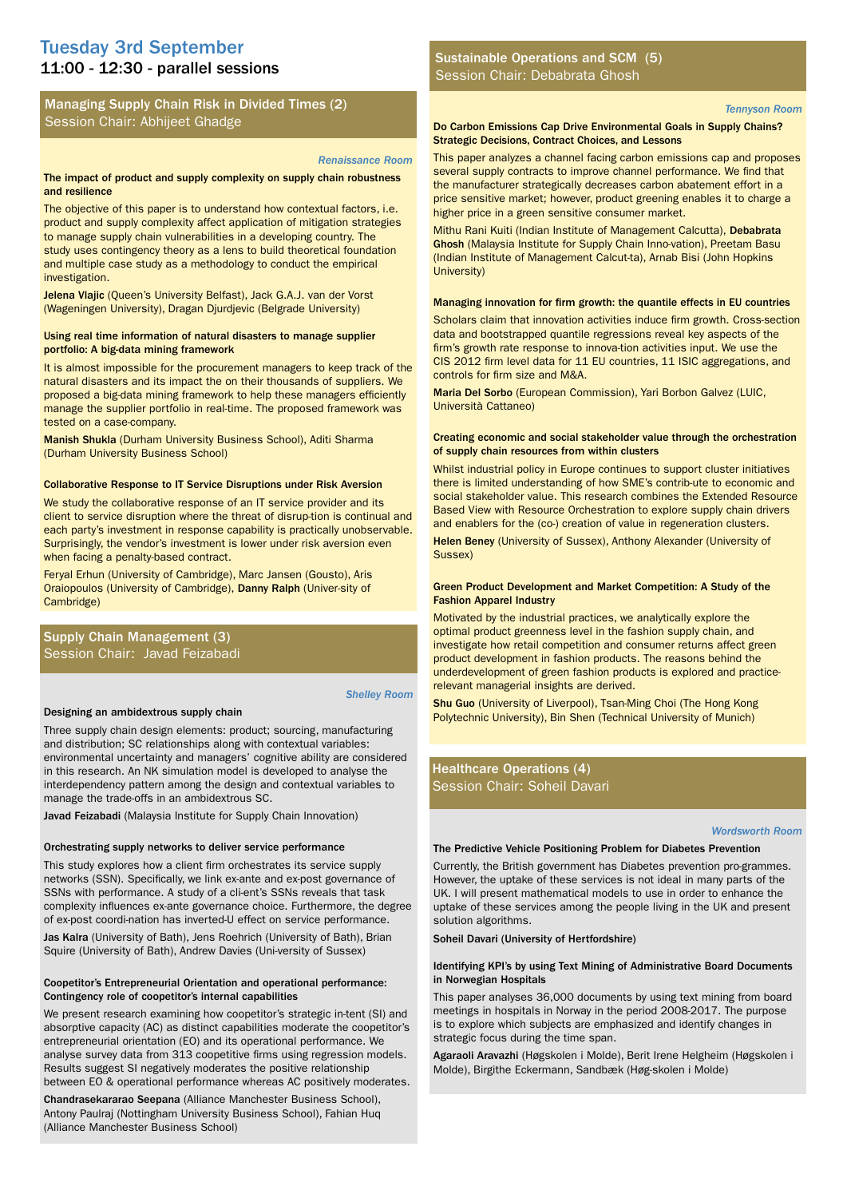# Tuesday 3rd September

## 11:00 - 12:30 - parallel sessions

### Managing Supply Chain Risk in Divided Times (2)
Session Chair: Abhijeet Ghadge

*Renaissance Room*

**The impact of product and supply complexity on supply chain robustness and resilience**

The objective of this paper is to understand how contextual factors, i.e. product and supply complexity affect application of mitigation strategies to manage supply chain vulnerabilities in a developing country. The study uses contingency theory as a lens to build theoretical foundation and multiple case study as a methodology to conduct the empirical investigation.

**Jelena Vlajic** (Queen's University Belfast), Jack G.A.J. van der Vorst (Wageningen University), Dragan Djurdjevic (Belgrade University)

**Using real time information of natural disasters to manage supplier portfolio: A big-data mining framework**

It is almost impossible for the procurement managers to keep track of the natural disasters and its impact the on their thousands of suppliers. We proposed a big-data mining framework to help these managers efficiently manage the supplier portfolio in real-time. The proposed framework was tested on a case-company.

**Manish Shukla** (Durham University Business School), Aditi Sharma (Durham University Business School)

**Collaborative Response to IT Service Disruptions under Risk Aversion**

We study the collaborative response of an IT service provider and its client to service disruption where the threat of disrup-tion is continual and each party's investment in response capability is practically unobservable. Surprisingly, the vendor's investment is lower under risk aversion even when facing a penalty-based contract.

Feryal Erhun (University of Cambridge), Marc Jansen (Gousto), Aris Oraiopoulos (University of Cambridge), **Danny Ralph** (Univer-sity of Cambridge)

### Supply Chain Management (3)
Session Chair: Javad Feizabadi

*Shelley Room*

**Designing an ambidextrous supply chain**

Three supply chain design elements: product; sourcing, manufacturing and distribution; SC relationships along with contextual variables: environmental uncertainty and managers' cognitive ability are considered in this research. An NK simulation model is developed to analyse the interdependency pattern among the design and contextual variables to manage the trade-offs in an ambidextrous SC.

**Javad Feizabadi** (Malaysia Institute for Supply Chain Innovation)

**Orchestrating supply networks to deliver service performance**

This study explores how a client firm orchestrates its service supply networks (SSN). Specifically, we link ex-ante and ex-post governance of SSNs with performance. A study of a cli-ent's SSNs reveals that task complexity influences ex-ante governance choice. Furthermore, the degree of ex-post coordi-nation has inverted-U effect on service performance.

**Jas Kalra** (University of Bath), Jens Roehrich (University of Bath), Brian Squire (University of Bath), Andrew Davies (Uni-versity of Sussex)

**Coopetitor's Entrepreneurial Orientation and operational performance: Contingency role of coopetitor's internal capabilities**

We present research examining how coopetitor's strategic in-tent (SI) and absorptive capacity (AC) as distinct capabilities moderate the coopetitor's entrepreneurial orientation (EO) and its operational performance. We analyse survey data from 313 coopetitive firms using regression models. Results suggest SI negatively moderates the positive relationship between EO & operational performance whereas AC positively moderates.

**Chandrasekararao Seepana** (Alliance Manchester Business School), Antony Paulraj (Nottingham University Business School), Fahian Huq (Alliance Manchester Business School)

### Sustainable Operations and SCM (5)
Session Chair: Debabrata Ghosh

*Tennyson Room*

**Do Carbon Emissions Cap Drive Environmental Goals in Supply Chains? Strategic Decisions, Contract Choices, and Lessons**

This paper analyzes a channel facing carbon emissions cap and proposes several supply contracts to improve channel performance. We find that the manufacturer strategically decreases carbon abatement effort in a price sensitive market; however, product greening enables it to charge a higher price in a green sensitive consumer market.

Mithu Rani Kuiti (Indian Institute of Management Calcutta), **Debabrata Ghosh** (Malaysia Institute for Supply Chain Inno-vation), Preetam Basu (Indian Institute of Management Calcut-ta), Arnab Bisi (John Hopkins University)

**Managing innovation for firm growth: the quantile effects in EU countries**

Scholars claim that innovation activities induce firm growth. Cross-section data and bootstrapped quantile regressions reveal key aspects of the firm's growth rate response to innova-tion activities input. We use the CIS 2012 firm level data for 11 EU countries, 11 ISIC aggregations, and controls for firm size and M&A.

**Maria Del Sorbo** (European Commission), Yari Borbon Galvez (LUIC, Università Cattaneo)

**Creating economic and social stakeholder value through the orchestration of supply chain resources from within clusters**

Whilst industrial policy in Europe continues to support cluster initiatives there is limited understanding of how SME's contrib-ute to economic and social stakeholder value. This research combines the Extended Resource Based View with Resource Orchestration to explore supply chain drivers and enablers for the (co-) creation of value in regeneration clusters.

**Helen Beney** (University of Sussex), Anthony Alexander (University of Sussex)

**Green Product Development and Market Competition: A Study of the Fashion Apparel Industry**

Motivated by the industrial practices, we analytically explore the optimal product greenness level in the fashion supply chain, and investigate how retail competition and consumer returns affect green product development in fashion products. The reasons behind the underdevelopment of green fashion products is explored and practice-relevant managerial insights are derived.

**Shu Guo** (University of Liverpool), Tsan-Ming Choi (The Hong Kong Polytechnic University), Bin Shen (Technical University of Munich)

### Healthcare Operations (4)
Session Chair: Soheil Davari

*Wordsworth Room*

**The Predictive Vehicle Positioning Problem for Diabetes Prevention**

Currently, the British government has Diabetes prevention pro-grammes. However, the uptake of these services is not ideal in many parts of the UK. I will present mathematical models to use in order to enhance the uptake of these services among the people living in the UK and present solution algorithms.

**Soheil Davari (University of Hertfordshire)**

**Identifying KPI's by using Text Mining of Administrative Board Documents in Norwegian Hospitals**

This paper analyses 36,000 documents by using text mining from board meetings in hospitals in Norway in the period 2008-2017. The purpose is to explore which subjects are emphasized and identify changes in strategic focus during the time span.

**Agaraoli Aravazhi** (Høgskolen i Molde), Berit Irene Helgheim (Høgskolen i Molde), Birgithe Eckermann, Sandbæk (Høg-skolen i Molde)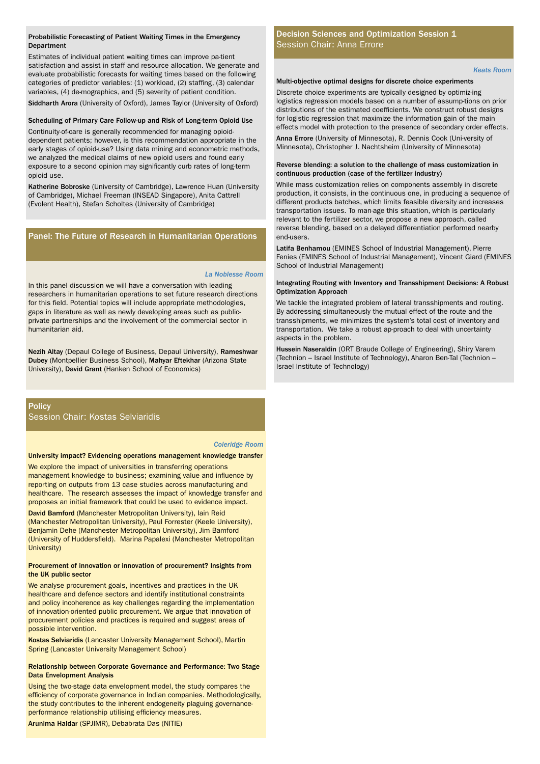### Probabilistic Forecasting of Patient Waiting Times in the Emergency Department

Estimates of individual patient waiting times can improve pa-tient satisfaction and assist in staff and resource allocation. We generate and evaluate probabilistic forecasts for waiting times based on the following categories of predictor variables: (1) workload, (2) staffing, (3) calendar variables, (4) de-mographics, and (5) severity of patient condition.

**Siddharth Arora** (University of Oxford), James Taylor (University of Oxford)

### Scheduling of Primary Care Follow-up and Risk of Long-term Opioid Use

Continuity-of-care is generally recommended for managing opioid-dependent patients; however, is this recommendation appropriate in the early stages of opioid-use? Using data mining and econometric methods, we analyzed the medical claims of new opioid users and found early exposure to a second opinion may significantly curb rates of long-term opioid use.

**Katherine Bobroske** (University of Cambridge), Lawrence Huan (University of Cambridge), Michael Freeman (INSEAD Singapore), Anita Cattrell (Evolent Health), Stefan Scholtes (University of Cambridge)

## Panel: The Future of Research in Humanitarian Operations

*La Noblesse Room*

In this panel discussion we will have a conversation with leading researchers in humanitarian operations to set future research directions for this field. Potential topics will include appropriate methodologies, gaps in literature as well as newly developing areas such as public-private partnerships and the involvement of the commercial sector in humanitarian aid.

**Nezih Altay** (Depaul College of Business, Depaul University), **Rameshwar Dubey** (Montpellier Business School), **Mahyar Eftekhar** (Arizona State University), **David Grant** (Hanken School of Economics)

## Policy
Session Chair: Kostas Selviaridis

*Coleridge Room*

### University impact? Evidencing operations management knowledge transfer

We explore the impact of universities in transferring operations management knowledge to business; examining value and influence by reporting on outputs from 13 case studies across manufacturing and healthcare. The research assesses the impact of knowledge transfer and proposes an initial framework that could be used to evidence impact.

**David Bamford** (Manchester Metropolitan University), Iain Reid (Manchester Metropolitan University), Paul Forrester (Keele University), Benjamin Dehe (Manchester Metropolitan University), Jim Bamford (University of Huddersfield). Marina Papalexi (Manchester Metropolitan University)

### Procurement of innovation or innovation of procurement? Insights from the UK public sector

We analyse procurement goals, incentives and practices in the UK healthcare and defence sectors and identify institutional constraints and policy incoherence as key challenges regarding the implementation of innovation-oriented public procurement. We argue that innovation of procurement policies and practices is required and suggest areas of possible intervention.

**Kostas Selviaridis** (Lancaster University Management School), Martin Spring (Lancaster University Management School)

### Relationship between Corporate Governance and Performance: Two Stage Data Envelopment Analysis

Using the two-stage data envelopment model, the study compares the efficiency of corporate governance in Indian companies. Methodologically, the study contributes to the inherent endogeneity plaguing governance-performance relationship utilising efficiency measures.

**Arunima Haldar** (SPJIMR), Debabrata Das (NITIE)

## Decision Sciences and Optimization Session 1
Session Chair: Anna Errore

*Keats Room*

### Multi-objective optimal designs for discrete choice experiments

Discrete choice experiments are typically designed by optimiz-ing logistics regression models based on a number of assump-tions on prior distributions of the estimated coefficients. We construct robust designs for logistic regression that maximize the information gain of the main effects model with protection to the presence of secondary order effects.

**Anna Errore** (University of Minnesota), R. Dennis Cook (Uni-versity of Minnesota), Christopher J. Nachtsheim (University of Minnesota)

### Reverse blending: a solution to the challenge of mass customization in continuous production (case of the fertilizer industry)

While mass customization relies on components assembly in discrete production, it consists, in the continuous one, in producing a sequence of different products batches, which limits feasible diversity and increases transportation issues. To man-age this situation, which is particularly relevant to the fertilizer sector, we propose a new approach, called reverse blending, based on a delayed differentiation performed nearby end-users.

**Latifa Benhamou** (EMINES School of Industrial Management), Pierre Fenies (EMINES School of Industrial Management), Vincent Giard (EMINES School of Industrial Management)

### Integrating Routing with Inventory and Transshipment Decisions: A Robust Optimization Approach

We tackle the integrated problem of lateral transshipments and routing. By addressing simultaneously the mutual effect of the route and the transshipments, we minimizes the system's total cost of inventory and transportation. We take a robust ap-proach to deal with uncertainty aspects in the problem.

**Hussein Naseraldin** (ORT Braude College of Engineering), Shiry Varem (Technion – Israel Institute of Technology), Aharon Ben-Tal (Technion – Israel Institute of Technology)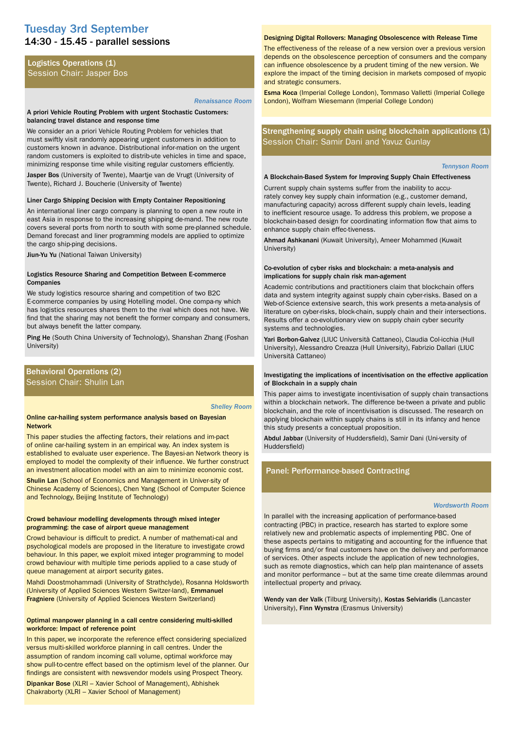# Tuesday 3rd September

## 14:30 - 15.45 - parallel sessions

### Logistics Operations (1)

Session Chair: Jasper Bos

*Renaissance Room*

**A priori Vehicle Routing Problem with urgent Stochastic Customers: balancing travel distance and response time**

We consider an a priori Vehicle Routing Problem for vehicles that must swiftly visit randomly appearing urgent customers in addition to customers known in advance. Distributional infor-mation on the urgent random customers is exploited to distrib-ute vehicles in time and space, minimizing response time while visiting regular customers efficiently.

**Jasper Bos** (University of Twente), Maartje van de Vrugt (University of Twente), Richard J. Boucherie (University of Twente)

**Liner Cargo Shipping Decision with Empty Container Repositioning**

An international liner cargo company is planning to open a new route in east Asia in response to the increasing shipping de-mand. The new route covers several ports from north to south with some pre-planned schedule. Demand forecast and liner programming models are applied to optimize the cargo ship-ping decisions.

**Jiun-Yu Yu** (National Taiwan University)

**Logistics Resource Sharing and Competition Between E-commerce Companies**

We study logistics resource sharing and competition of two B2C E-commerce companies by using Hotelling model. One compa-ny which has logistics resources shares them to the rival which does not have. We find that the sharing may not benefit the former company and consumers, but always benefit the latter company.

**Ping He** (South China University of Technology), Shanshan Zhang (Foshan University)

### Behavioral Operations (2)

Session Chair: Shulin Lan

*Shelley Room*

**Online car-hailing system performance analysis based on Bayesian Network**

This paper studies the affecting factors, their relations and im-pact of online car-hailing system in an empirical way. An index system is established to evaluate user experience. The Bayesi-an Network theory is employed to model the complexity of their influence. We further construct an investment allocation model with an aim to minimize economic cost.

**Shulin Lan** (School of Economics and Management in Univer-sity of Chinese Academy of Sciences), Chen Yang (School of Computer Science and Technology, Beijing Institute of Technology)

**Crowd behaviour modelling developments through mixed integer programming: the case of airport queue management**

Crowd behaviour is difficult to predict. A number of mathemati-cal and psychological models are proposed in the literature to investigate crowd behaviour. In this paper, we exploit mixed integer programming to model crowd behaviour with multiple time periods applied to a case study of queue management at airport security gates.

Mahdi Doostmohammadi (University of Strathclyde), Rosanna Holdsworth (University of Applied Sciences Western Switzer-land), **Emmanuel Fragniere** (University of Applied Sciences Western Switzerland)

**Optimal manpower planning in a call centre considering multi-skilled workforce: Impact of reference point**

In this paper, we incorporate the reference effect considering specialized versus multi-skilled workforce planning in call centres. Under the assumption of random incoming call volume, optimal workforce may show pull-to-centre effect based on the optimism level of the planner. Our findings are consistent with newsvendor models using Prospect Theory.

**Dipankar Bose** (XLRI – Xavier School of Management), Abhishek Chakraborty (XLRI – Xavier School of Management)

**Designing Digital Rollovers: Managing Obsolescence with Release Time**

The effectiveness of the release of a new version over a previous version depends on the obsolescence perception of consumers and the company can influence obsolescence by a prudent timing of the new version. We explore the impact of the timing decision in markets composed of myopic and strategic consumers.

**Esma Koca** (Imperial College London), Tommaso Valletti (Imperial College London), Wolfram Wiesemann (Imperial College London)

### Strengthening supply chain using blockchain applications (1)

Session Chair: Samir Dani and Yavuz Gunlay

*Tennyson Room*

**A Blockchain-Based System for Improving Supply Chain Effectiveness**

Current supply chain systems suffer from the inability to accu-rately convey key supply chain information (e.g., customer demand, manufacturing capacity) across different supply chain levels, leading to inefficient resource usage. To address this problem, we propose a blockchain-based design for coordinating information flow that aims to enhance supply chain effec-tiveness.

**Ahmad Ashkanani** (Kuwait University), Ameer Mohammed (Kuwait University)

**Co-evolution of cyber risks and blockchain: a meta-analysis and implications for supply chain risk man-agement**

Academic contributions and practitioners claim that blockchain offers data and system integrity against supply chain cyber-risks. Based on a Web-of-Science extensive search, this work presents a meta-analysis of literature on cyber-risks, block-chain, supply chain and their intersections. Results offer a co-evolutionary view on supply chain cyber security systems and technologies.

**Yari Borbon-Galvez** (LIUC Università Cattaneo), Claudia Col-icchia (Hull University), Alessandro Creazza (Hull University), Fabrizio Dallari (LIUC Università Cattaneo)

**Investigating the implications of incentivisation on the effective application of Blockchain in a supply chain**

This paper aims to investigate incentivisation of supply chain transactions within a blockchain network. The difference be-tween a private and public blockchain, and the role of incentivisation is discussed. The research on applying blockchain within supply chains is still in its infancy and hence this study presents a conceptual proposition.

**Abdul Jabbar** (University of Huddersfield), Samir Dani (Uni-versity of Huddersfield)

### Panel: Performance-based Contracting

*Wordsworth Room*

In parallel with the increasing application of performance-based contracting (PBC) in practice, research has started to explore some relatively new and problematic aspects of implementing PBC. One of these aspects pertains to mitigating and accounting for the influence that buying firms and/or final customers have on the delivery and performance of services. Other aspects include the application of new technologies, such as remote diagnostics, which can help plan maintenance of assets and monitor performance – but at the same time create dilemmas around intellectual property and privacy.

**Wendy van der Valk** (Tilburg University), **Kostas Selviaridis** (Lancaster University), **Finn Wynstra** (Erasmus University)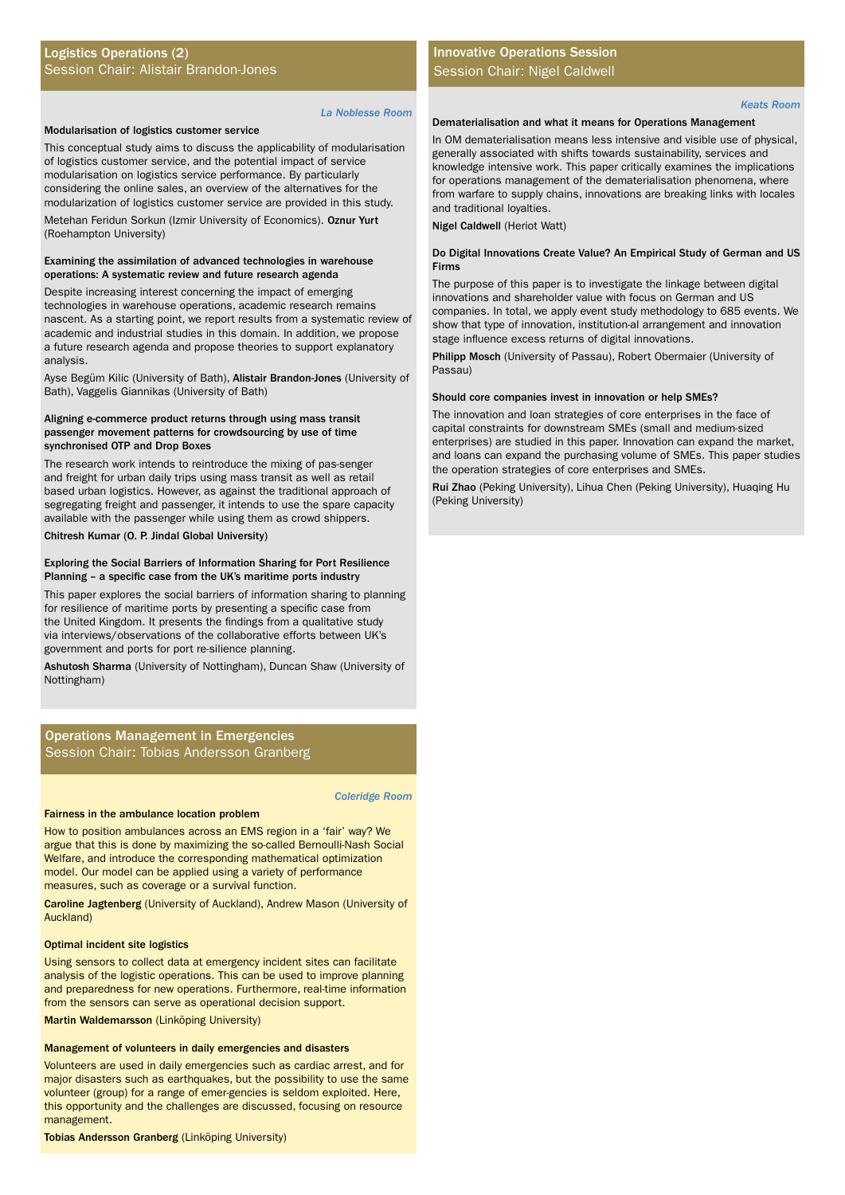## Logistics Operations (2)
Session Chair: Alistair Brandon-Jones

*La Noblesse Room*

**Modularisation of logistics customer service**

This conceptual study aims to discuss the applicability of modularisation of logistics customer service, and the potential impact of service modularisation on logistics service performance. By particularly considering the online sales, an overview of the alternatives for the modularization of logistics customer service are provided in this study.

Metehan Feridun Sorkun (Izmir University of Economics). **Oznur Yurt** (Roehampton University)

**Examining the assimilation of advanced technologies in warehouse operations: A systematic review and future research agenda**

Despite increasing interest concerning the impact of emerging technologies in warehouse operations, academic research remains nascent. As a starting point, we report results from a systematic review of academic and industrial studies in this domain. In addition, we propose a future research agenda and propose theories to support explanatory analysis.

Ayse Begüm Kilic (University of Bath), **Alistair Brandon-Jones** (University of Bath), Vaggelis Giannikas (University of Bath)

**Aligning e-commerce product returns through using mass transit passenger movement patterns for crowdsourcing by use of time synchronised OTP and Drop Boxes**

The research work intends to reintroduce the mixing of pas-senger and freight for urban daily trips using mass transit as well as retail based urban logistics. However, as against the traditional approach of segregating freight and passenger, it intends to use the spare capacity available with the passenger while using them as crowd shippers.

**Chitresh Kumar (O. P. Jindal Global University)**

**Exploring the Social Barriers of Information Sharing for Port Resilience Planning – a specific case from the UK's maritime ports industry**

This paper explores the social barriers of information sharing to planning for resilience of maritime ports by presenting a specific case from the United Kingdom. It presents the findings from a qualitative study via interviews/observations of the collaborative efforts between UK's government and ports for port re-silience planning.

**Ashutosh Sharma** (University of Nottingham), Duncan Shaw (University of Nottingham)

## Operations Management in Emergencies
Session Chair: Tobias Andersson Granberg

*Coleridge Room*

**Fairness in the ambulance location problem**

How to position ambulances across an EMS region in a 'fair' way? We argue that this is done by maximizing the so-called Bernoulli-Nash Social Welfare, and introduce the corresponding mathematical optimization model. Our model can be applied using a variety of performance measures, such as coverage or a survival function.

**Caroline Jagtenberg** (University of Auckland), Andrew Mason (University of Auckland)

**Optimal incident site logistics**

Using sensors to collect data at emergency incident sites can facilitate analysis of the logistic operations. This can be used to improve planning and preparedness for new operations. Furthermore, real-time information from the sensors can serve as operational decision support.

**Martin Waldemarsson** (Linköping University)

**Management of volunteers in daily emergencies and disasters**

Volunteers are used in daily emergencies such as cardiac arrest, and for major disasters such as earthquakes, but the possibility to use the same volunteer (group) for a range of emer-gencies is seldom exploited. Here, this opportunity and the challenges are discussed, focusing on resource management.

**Tobias Andersson Granberg** (Linköping University)

## Innovative Operations Session
Session Chair: Nigel Caldwell

*Keats Room*

**Dematerialisation and what it means for Operations Management**

In OM dematerialisation means less intensive and visible use of physical, generally associated with shifts towards sustainability, services and knowledge intensive work. This paper critically examines the implications for operations management of the dematerialisation phenomena, where from warfare to supply chains, innovations are breaking links with locales and traditional loyalties.

**Nigel Caldwell** (Heriot Watt)

**Do Digital Innovations Create Value? An Empirical Study of German and US Firms**

The purpose of this paper is to investigate the linkage between digital innovations and shareholder value with focus on German and US companies. In total, we apply event study methodology to 685 events. We show that type of innovation, institution-al arrangement and innovation stage influence excess returns of digital innovations.

**Philipp Mosch** (University of Passau), Robert Obermaier (University of Passau)

**Should core companies invest in innovation or help SMEs?**

The innovation and loan strategies of core enterprises in the face of capital constraints for downstream SMEs (small and medium-sized enterprises) are studied in this paper. Innovation can expand the market, and loans can expand the purchasing volume of SMEs. This paper studies the operation strategies of core enterprises and SMEs.

**Rui Zhao** (Peking University), Lihua Chen (Peking University), Huaqing Hu (Peking University)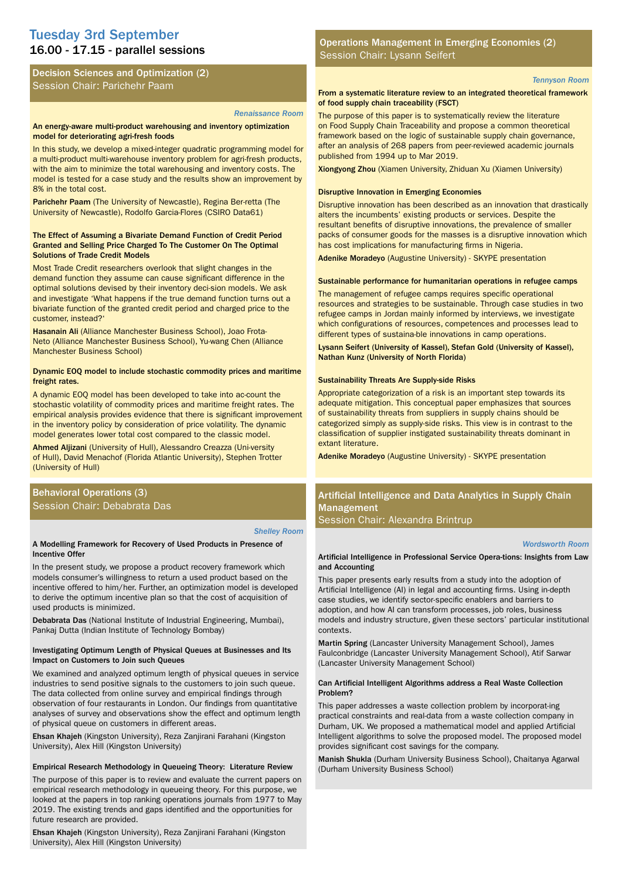# Tuesday 3rd September

## 16.00 - 17.15 - parallel sessions

### Decision Sciences and Optimization (2)

Session Chair: Parichehr Paam

*Renaissance Room*

**An energy-aware multi-product warehousing and inventory optimization model for deteriorating agri-fresh foods**

In this study, we develop a mixed-integer quadratic programming model for a multi-product multi-warehouse inventory problem for agri-fresh products, with the aim to minimize the total warehousing and inventory costs. The model is tested for a case study and the results show an improvement by 8% in the total cost.

**Parichehr Paam** (The University of Newcastle), Regina Ber-retta (The University of Newcastle), Rodolfo Garcia-Flores (CSIRO Data61)

**The Effect of Assuming a Bivariate Demand Function of Credit Period Granted and Selling Price Charged To The Customer On The Optimal Solutions of Trade Credit Models**

Most Trade Credit researchers overlook that slight changes in the demand function they assume can cause significant difference in the optimal solutions devised by their inventory deci-sion models. We ask and investigate 'What happens if the true demand function turns out a bivariate function of the granted credit period and charged price to the customer, instead?'

**Hasanain Ali** (Alliance Manchester Business School), Joao Frota-Neto (Alliance Manchester Business School), Yu-wang Chen (Alliance Manchester Business School)

**Dynamic EOQ model to include stochastic commodity prices and maritime freight rates.**

A dynamic EOQ model has been developed to take into ac-count the stochastic volatility of commodity prices and maritime freight rates. The empirical analysis provides evidence that there is significant improvement in the inventory policy by consideration of price volatility. The dynamic model generates lower total cost compared to the classic model.

**Ahmed Aljizani** (University of Hull), Alessandro Creazza (Uni-versity of Hull), David Menachof (Florida Atlantic University), Stephen Trotter (University of Hull)

### Behavioral Operations (3)

Session Chair: Debabrata Das

*Shelley Room*

**A Modelling Framework for Recovery of Used Products in Presence of Incentive Offer**

In the present study, we propose a product recovery framework which models consumer's willingness to return a used product based on the incentive offered to him/her. Further, an optimization model is developed to derive the optimum incentive plan so that the cost of acquisition of used products is minimized.

**Debabrata Das** (National Institute of Industrial Engineering, Mumbai), Pankaj Dutta (Indian Institute of Technology Bombay)

**Investigating Optimum Length of Physical Queues at Businesses and Its Impact on Customers to Join such Queues**

We examined and analyzed optimum length of physical queues in service industries to send positive signals to the customers to join such queue. The data collected from online survey and empirical findings through observation of four restaurants in London. Our findings from quantitative analyses of survey and observations show the effect and optimum length of physical queue on customers in different areas.

**Ehsan Khajeh** (Kingston University), Reza Zanjirani Farahani (Kingston University), Alex Hill (Kingston University)

**Empirical Research Methodology in Queueing Theory: Literature Review**

The purpose of this paper is to review and evaluate the current papers on empirical research methodology in queueing theory. For this purpose, we looked at the papers in top ranking operations journals from 1977 to May 2019. The existing trends and gaps identified and the opportunities for future research are provided.

**Ehsan Khajeh** (Kingston University), Reza Zanjirani Farahani (Kingston University), Alex Hill (Kingston University)

### Operations Management in Emerging Economies (2)

Session Chair: Lysann Seifert

*Tennyson Room*

**From a systematic literature review to an integrated theoretical framework of food supply chain traceability (FSCT)**

The purpose of this paper is to systematically review the literature on Food Supply Chain Traceability and propose a common theoretical framework based on the logic of sustainable supply chain governance, after an analysis of 268 papers from peer-reviewed academic journals published from 1994 up to Mar 2019.

**Xiongyong Zhou** (Xiamen University, Zhiduan Xu (Xiamen University)

**Disruptive Innovation in Emerging Economies**

Disruptive innovation has been described as an innovation that drastically alters the incumbents' existing products or services. Despite the resultant benefits of disruptive innovations, the prevalence of smaller packs of consumer goods for the masses is a disruptive innovation which has cost implications for manufacturing firms in Nigeria.

**Adenike Moradeyo** (Augustine University) - SKYPE presentation

**Sustainable performance for humanitarian operations in refugee camps**

The management of refugee camps requires specific operational resources and strategies to be sustainable. Through case studies in two refugee camps in Jordan mainly informed by interviews, we investigate which configurations of resources, competences and processes lead to different types of sustaina-ble innovations in camp operations.

**Lysann Seifert (University of Kassel), Stefan Gold (University of Kassel), Nathan Kunz (University of North Florida)**

**Sustainability Threats Are Supply-side Risks**

Appropriate categorization of a risk is an important step towards its adequate mitigation. This conceptual paper emphasizes that sources of sustainability threats from suppliers in supply chains should be categorized simply as supply-side risks. This view is in contrast to the classification of supplier instigated sustainability threats dominant in extant literature.

**Adenike Moradeyo** (Augustine University) - SKYPE presentation

### Artificial Intelligence and Data Analytics in Supply Chain Management

Session Chair: Alexandra Brintrup

*Wordsworth Room*

**Artificial Intelligence in Professional Service Opera-tions: Insights from Law and Accounting**

This paper presents early results from a study into the adoption of Artificial Intelligence (AI) in legal and accounting firms. Using in-depth case studies, we identify sector-specific enablers and barriers to adoption, and how AI can transform processes, job roles, business models and industry structure, given these sectors' particular institutional contexts.

**Martin Spring** (Lancaster University Management School), James Faulconbridge (Lancaster University Management School), Atif Sarwar (Lancaster University Management School)

**Can Artificial Intelligent Algorithms address a Real Waste Collection Problem?**

This paper addresses a waste collection problem by incorporat-ing practical constraints and real-data from a waste collection company in Durham, UK. We proposed a mathematical model and applied Artificial Intelligent algorithms to solve the proposed model. The proposed model provides significant cost savings for the company.

**Manish Shukla** (Durham University Business School), Chaitanya Agarwal (Durham University Business School)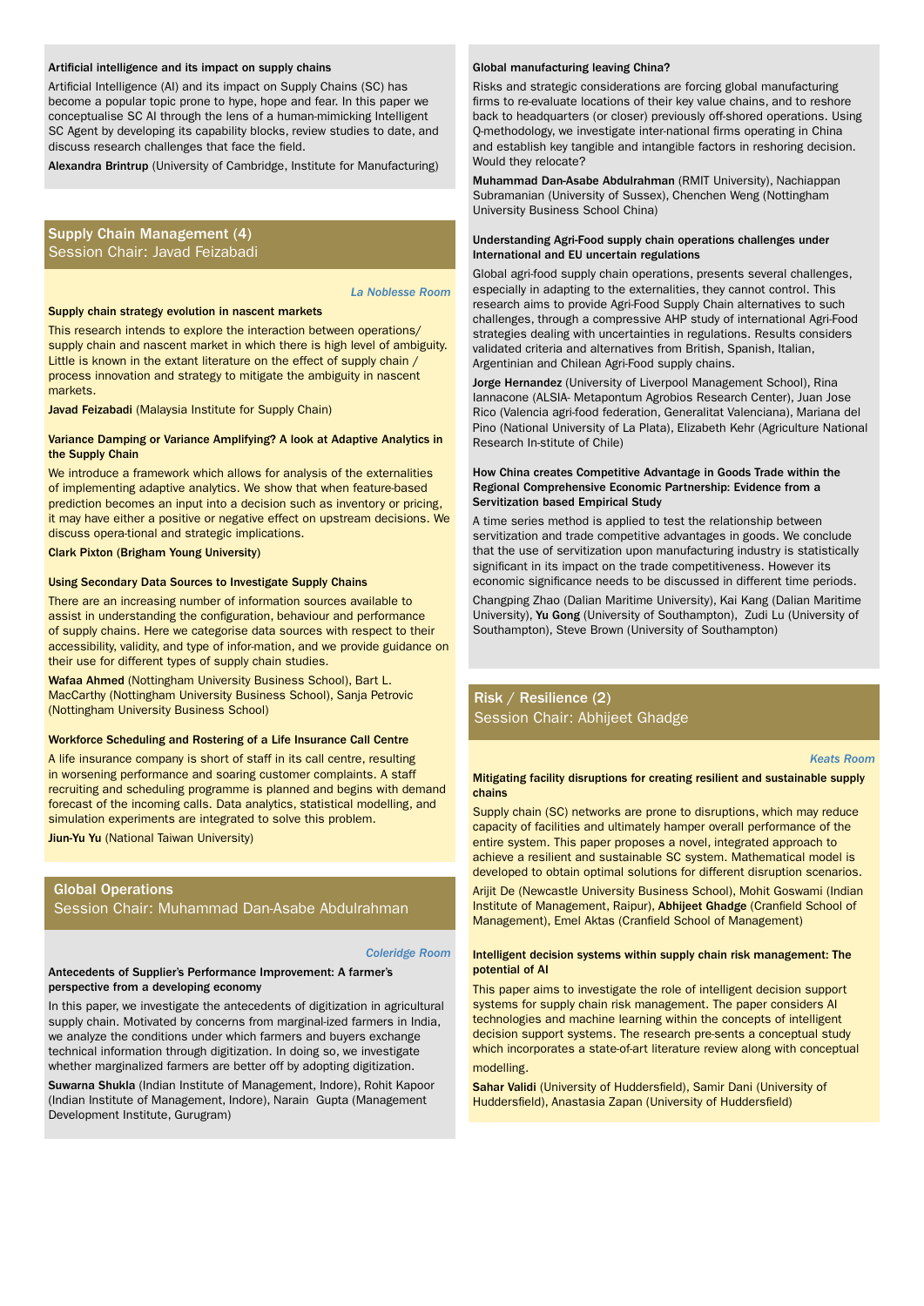**Artificial intelligence and its impact on supply chains**

Artificial Intelligence (AI) and its impact on Supply Chains (SC) has become a popular topic prone to hype, hope and fear. In this paper we conceptualise SC AI through the lens of a human-mimicking Intelligent SC Agent by developing its capability blocks, review studies to date, and discuss research challenges that face the field.

**Alexandra Brintrup** (University of Cambridge, Institute for Manufacturing)

## Supply Chain Management (4)
Session Chair: Javad Feizabadi

*La Noblesse Room*

**Supply chain strategy evolution in nascent markets**

This research intends to explore the interaction between operations/supply chain and nascent market in which there is high level of ambiguity. Little is known in the extant literature on the effect of supply chain / process innovation and strategy to mitigate the ambiguity in nascent markets.

**Javad Feizabadi** (Malaysia Institute for Supply Chain)

**Variance Damping or Variance Amplifying? A look at Adaptive Analytics in the Supply Chain**

We introduce a framework which allows for analysis of the externalities of implementing adaptive analytics. We show that when feature-based prediction becomes an input into a decision such as inventory or pricing, it may have either a positive or negative effect on upstream decisions. We discuss opera-tional and strategic implications.

**Clark Pixton (Brigham Young University)**

**Using Secondary Data Sources to Investigate Supply Chains**

There are an increasing number of information sources available to assist in understanding the configuration, behaviour and performance of supply chains. Here we categorise data sources with respect to their accessibility, validity, and type of infor-mation, and we provide guidance on their use for different types of supply chain studies.

**Wafaa Ahmed** (Nottingham University Business School), Bart L. MacCarthy (Nottingham University Business School), Sanja Petrovic (Nottingham University Business School)

**Workforce Scheduling and Rostering of a Life Insurance Call Centre**

A life insurance company is short of staff in its call centre, resulting in worsening performance and soaring customer complaints. A staff recruiting and scheduling programme is planned and begins with demand forecast of the incoming calls. Data analytics, statistical modelling, and simulation experiments are integrated to solve this problem.

**Jiun-Yu Yu** (National Taiwan University)

## Global Operations
Session Chair: Muhammad Dan-Asabe Abdulrahman

*Coleridge Room*

**Antecedents of Supplier's Performance Improvement: A farmer's perspective from a developing economy**

In this paper, we investigate the antecedents of digitization in agricultural supply chain. Motivated by concerns from marginal-ized farmers in India, we analyze the conditions under which farmers and buyers exchange technical information through digitization. In doing so, we investigate whether marginalized farmers are better off by adopting digitization.

**Suwarna Shukla** (Indian Institute of Management, Indore), Rohit Kapoor (Indian Institute of Management, Indore), Narain Gupta (Management Development Institute, Gurugram)

**Global manufacturing leaving China?**

Risks and strategic considerations are forcing global manufacturing firms to re-evaluate locations of their key value chains, and to reshore back to headquarters (or closer) previously off-shored operations. Using Q-methodology, we investigate inter-national firms operating in China and establish key tangible and intangible factors in reshoring decision. Would they relocate?

**Muhammad Dan-Asabe Abdulrahman** (RMIT University), Nachiappan Subramanian (University of Sussex), Chenchen Weng (Nottingham University Business School China)

**Understanding Agri-Food supply chain operations challenges under International and EU uncertain regulations**

Global agri-food supply chain operations, presents several challenges, especially in adapting to the externalities, they cannot control. This research aims to provide Agri-Food Supply Chain alternatives to such challenges, through a compressive AHP study of international Agri-Food strategies dealing with uncertainties in regulations. Results considers validated criteria and alternatives from British, Spanish, Italian, Argentinian and Chilean Agri-Food supply chains.

**Jorge Hernandez** (University of Liverpool Management School), Rina Iannacone (ALSIA- Metapontum Agrobios Research Center), Juan Jose Rico (Valencia agri-food federation, Generalitat Valenciana), Mariana del Pino (National University of La Plata), Elizabeth Kehr (Agriculture National Research In-stitute of Chile)

**How China creates Competitive Advantage in Goods Trade within the Regional Comprehensive Economic Partnership: Evidence from a Servitization based Empirical Study**

A time series method is applied to test the relationship between servitization and trade competitive advantages in goods. We conclude that the use of servitization upon manufacturing industry is statistically significant in its impact on the trade competitiveness. However its economic significance needs to be discussed in different time periods.

Changping Zhao (Dalian Maritime University), Kai Kang (Dalian Maritime University), **Yu Gong** (University of Southampton), Zudi Lu (University of Southampton), Steve Brown (University of Southampton)

## Risk / Resilience (2)
Session Chair: Abhijeet Ghadge

*Keats Room*

**Mitigating facility disruptions for creating resilient and sustainable supply chains**

Supply chain (SC) networks are prone to disruptions, which may reduce capacity of facilities and ultimately hamper overall performance of the entire system. This paper proposes a novel, integrated approach to achieve a resilient and sustainable SC system. Mathematical model is developed to obtain optimal solutions for different disruption scenarios.

Arijit De (Newcastle University Business School), Mohit Goswami (Indian Institute of Management, Raipur), **Abhijeet Ghadge** (Cranfield School of Management), Emel Aktas (Cranfield School of Management)

**Intelligent decision systems within supply chain risk management: The potential of AI**

This paper aims to investigate the role of intelligent decision support systems for supply chain risk management. The paper considers AI technologies and machine learning within the concepts of intelligent decision support systems. The research pre-sents a conceptual study which incorporates a state-of-art literature review along with conceptual modelling.

**Sahar Validi** (University of Huddersfield), Samir Dani (University of Huddersfield), Anastasia Zapan (University of Huddersfield)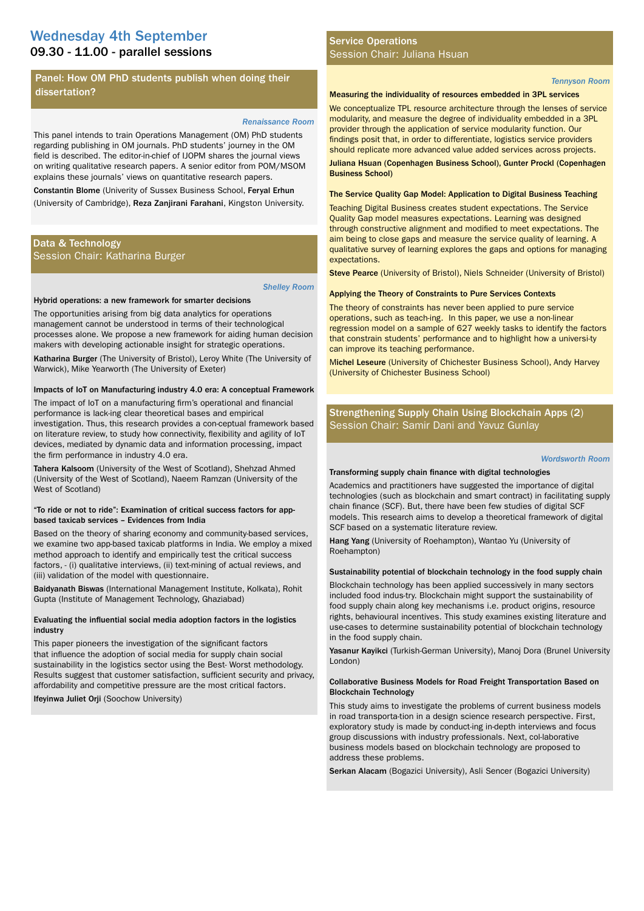# Wednesday 4th September

## 09.30 - 11.00 - parallel sessions

### Panel: How OM PhD students publish when doing their dissertation?

*Renaissance Room*

This panel intends to train Operations Management (OM) PhD students regarding publishing in OM journals. PhD students' journey in the OM field is described. The editor-in-chief of IJOPM shares the journal views on writing qualitative research papers. A senior editor from POM/MSOM explains these journals' views on quantitative research papers.

**Constantin Blome** (Univerity of Sussex Business School, **Feryal Erhun** (University of Cambridge), **Reza Zanjirani Farahani**, Kingston University.

### Data & Technology
Session Chair: Katharina Burger

*Shelley Room*

**Hybrid operations: a new framework for smarter decisions**

The opportunities arising from big data analytics for operations management cannot be understood in terms of their technological processes alone. We propose a new framework for aiding human decision makers with developing actionable insight for strategic operations.

**Katharina Burger** (The University of Bristol), Leroy White (The University of Warwick), Mike Yearworth (The University of Exeter)

**Impacts of IoT on Manufacturing industry 4.0 era: A conceptual Framework**

The impact of IoT on a manufacturing firm's operational and financial performance is lack-ing clear theoretical bases and empirical investigation. Thus, this research provides a con-ceptual framework based on literature review, to study how connectivity, flexibility and agility of IoT devices, mediated by dynamic data and information processing, impact the firm performance in industry 4.0 era.

**Tahera Kalsoom** (University of the West of Scotland), Shehzad Ahmed (University of the West of Scotland), Naeem Ramzan (University of the West of Scotland)

**"To ride or not to ride": Examination of critical success factors for app-based taxicab services – Evidences from India**

Based on the theory of sharing economy and community-based services, we examine two app-based taxicab platforms in India. We employ a mixed method approach to identify and empirically test the critical success factors, - (i) qualitative interviews, (ii) text-mining of actual reviews, and (iii) validation of the model with questionnaire.

**Baidyanath Biswas** (International Management Institute, Kolkata), Rohit Gupta (Institute of Management Technology, Ghaziabad)

**Evaluating the influential social media adoption factors in the logistics industry**

This paper pioneers the investigation of the significant factors that influence the adoption of social media for supply chain social sustainability in the logistics sector using the Best- Worst methodology. Results suggest that customer satisfaction, sufficient security and privacy, affordability and competitive pressure are the most critical factors.

**Ifeyinwa Juliet Orji** (Soochow University)

### Service Operations
Session Chair: Juliana Hsuan

*Tennyson Room*

**Measuring the individuality of resources embedded in 3PL services**

We conceptualize TPL resource architecture through the lenses of service modularity, and measure the degree of individuality embedded in a 3PL provider through the application of service modularity function. Our findings posit that, in order to differentiate, logistics service providers should replicate more advanced value added services across projects.

**Juliana Hsuan (Copenhagen Business School), Gunter Prockl (Copenhagen Business School)**

**The Service Quality Gap Model: Application to Digital Business Teaching**

Teaching Digital Business creates student expectations. The Service Quality Gap model measures expectations. Learning was designed through constructive alignment and modified to meet expectations. The aim being to close gaps and measure the service quality of learning. A qualitative survey of learning explores the gaps and options for managing expectations.

**Steve Pearce** (University of Bristol), Niels Schneider (University of Bristol)

**Applying the Theory of Constraints to Pure Services Contexts**

The theory of constraints has never been applied to pure service operations, such as teach-ing. In this paper, we use a non-linear regression model on a sample of 627 weekly tasks to identify the factors that constrain students' performance and to highlight how a universi-ty can improve its teaching performance.

**Michel Leseure** (University of Chichester Business School), Andy Harvey (University of Chichester Business School)

### Strengthening Supply Chain Using Blockchain Apps (2)
Session Chair: Samir Dani and Yavuz Gunlay

*Wordsworth Room*

**Transforming supply chain finance with digital technologies**

Academics and practitioners have suggested the importance of digital technologies (such as blockchain and smart contract) in facilitating supply chain finance (SCF). But, there have been few studies of digital SCF models. This research aims to develop a theoretical framework of digital SCF based on a systematic literature review.

**Hang Yang** (University of Roehampton), Wantao Yu (University of Roehampton)

**Sustainability potential of blockchain technology in the food supply chain**

Blockchain technology has been applied successively in many sectors included food indus-try. Blockchain might support the sustainability of food supply chain along key mechanisms i.e. product origins, resource rights, behavioural incentives. This study examines existing literature and use-cases to determine sustainability potential of blockchain technology in the food supply chain.

**Yasanur Kayikci** (Turkish-German University), Manoj Dora (Brunel University London)

**Collaborative Business Models for Road Freight Transportation Based on Blockchain Technology**

This study aims to investigate the problems of current business models in road transporta-tion in a design science research perspective. First, exploratory study is made by conduct-ing in-depth interviews and focus group discussions with industry professionals. Next, col-laborative business models based on blockchain technology are proposed to address these problems.

**Serkan Alacam** (Bogazici University), Asli Sencer (Bogazici University)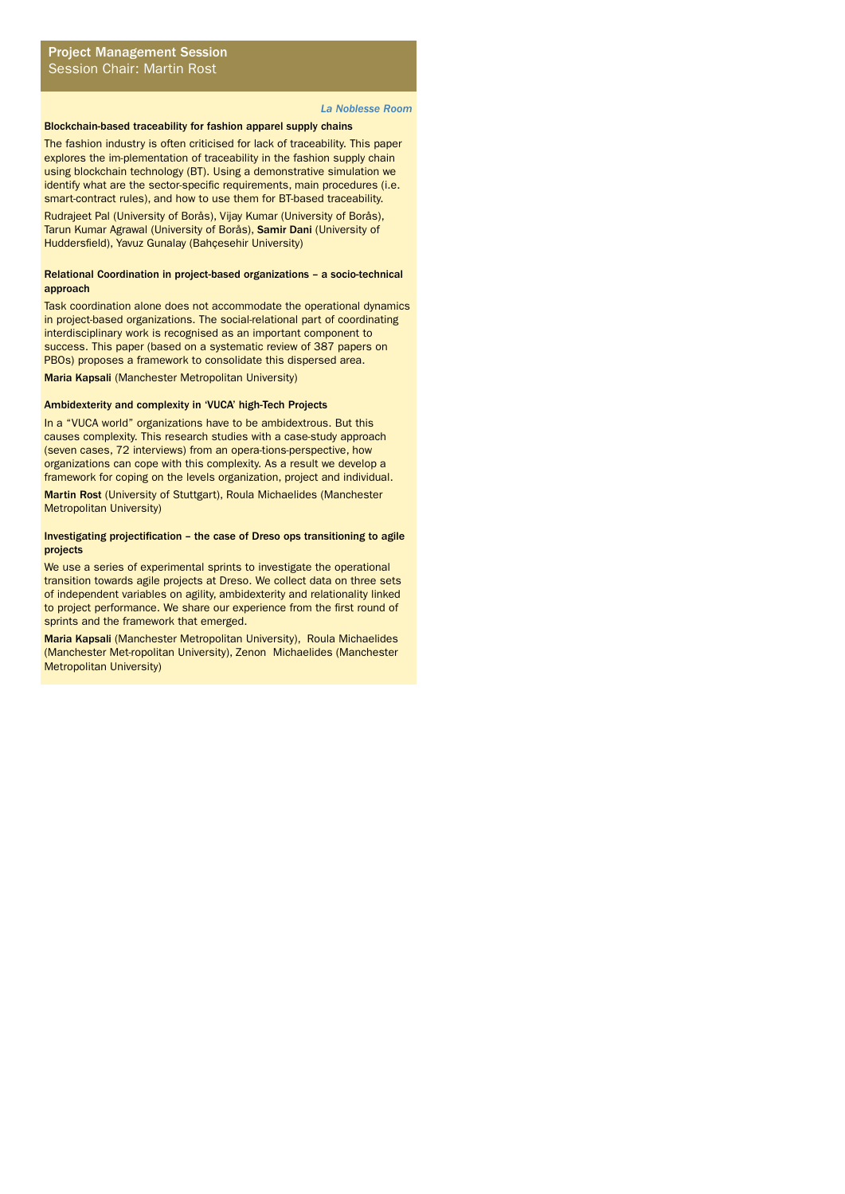## Project Management Session
Session Chair: Martin Rost

*La Noblesse Room*

### Blockchain-based traceability for fashion apparel supply chains

The fashion industry is often criticised for lack of traceability. This paper explores the im-plementation of traceability in the fashion supply chain using blockchain technology (BT). Using a demonstrative simulation we identify what are the sector-specific requirements, main procedures (i.e. smart-contract rules), and how to use them for BT-based traceability.

Rudrajeet Pal (University of Borås), Vijay Kumar (University of Borås), Tarun Kumar Agrawal (University of Borås), **Samir Dani** (University of Huddersfield), Yavuz Gunalay (Bahçesehir University)

### Relational Coordination in project-based organizations – a socio-technical approach

Task coordination alone does not accommodate the operational dynamics in project-based organizations. The social-relational part of coordinating interdisciplinary work is recognised as an important component to success. This paper (based on a systematic review of 387 papers on PBOs) proposes a framework to consolidate this dispersed area.

**Maria Kapsali** (Manchester Metropolitan University)

### Ambidexterity and complexity in 'VUCA' high-Tech Projects

In a "VUCA world" organizations have to be ambidextrous. But this causes complexity. This research studies with a case-study approach (seven cases, 72 interviews) from an opera-tions-perspective, how organizations can cope with this complexity. As a result we develop a framework for coping on the levels organization, project and individual.

**Martin Rost** (University of Stuttgart), Roula Michaelides (Manchester Metropolitan University)

### Investigating projectification – the case of Dreso ops transitioning to agile projects

We use a series of experimental sprints to investigate the operational transition towards agile projects at Dreso. We collect data on three sets of independent variables on agility, ambidexterity and relationality linked to project performance. We share our experience from the first round of sprints and the framework that emerged.

**Maria Kapsali** (Manchester Metropolitan University), Roula Michaelides (Manchester Met-ropolitan University), Zenon Michaelides (Manchester Metropolitan University)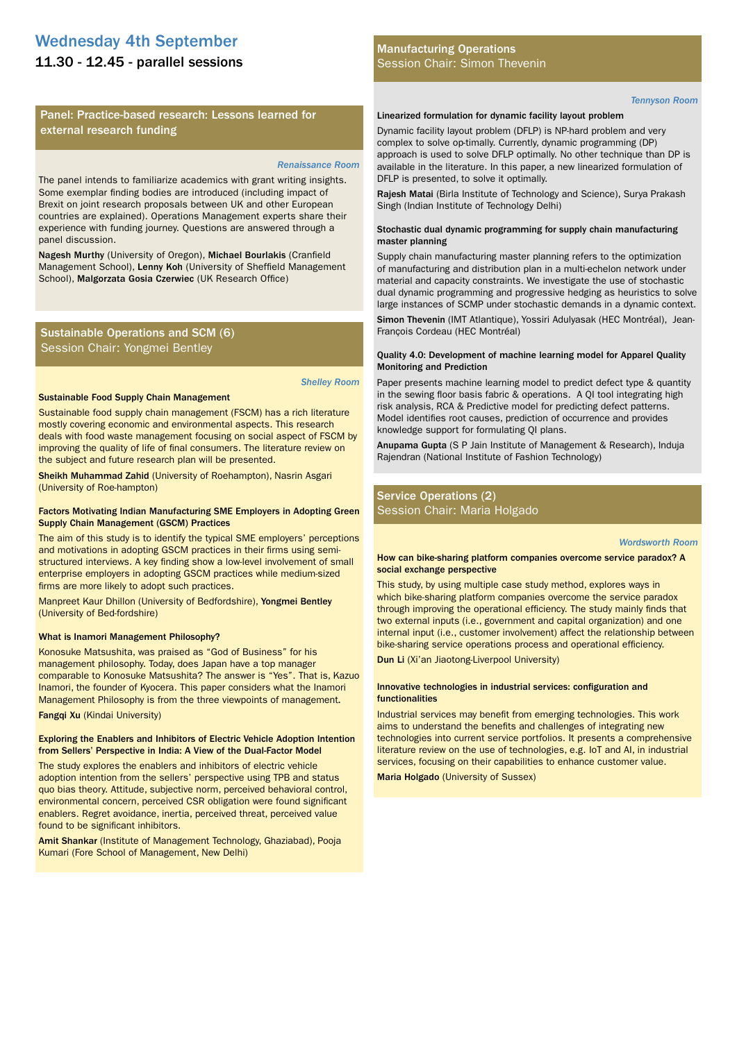# Wednesday 4th September

## 11.30 - 12.45 - parallel sessions

### Panel: Practice-based research: Lessons learned for external research funding

*Renaissance Room*

The panel intends to familiarize academics with grant writing insights. Some exemplar finding bodies are introduced (including impact of Brexit on joint research proposals between UK and other European countries are explained). Operations Management experts share their experience with funding journey. Questions are answered through a panel discussion.

**Nagesh Murthy** (University of Oregon), **Michael Bourlakis** (Cranfield Management School), **Lenny Koh** (University of Sheffield Management School), **Malgorzata Gosia Czerwiec** (UK Research Office)

### Sustainable Operations and SCM (6)

Session Chair: Yongmei Bentley

*Shelley Room*

**Sustainable Food Supply Chain Management**

Sustainable food supply chain management (FSCM) has a rich literature mostly covering economic and environmental aspects. This research deals with food waste management focusing on social aspect of FSCM by improving the quality of life of final consumers. The literature review on the subject and future research plan will be presented.

**Sheikh Muhammad Zahid** (University of Roehampton), Nasrin Asgari (University of Roe-hampton)

**Factors Motivating Indian Manufacturing SME Employers in Adopting Green Supply Chain Management (GSCM) Practices**

The aim of this study is to identify the typical SME employers' perceptions and motivations in adopting GSCM practices in their firms using semi-structured interviews. A key finding show a low-level involvement of small enterprise employers in adopting GSCM practices while medium-sized firms are more likely to adopt such practices.

Manpreet Kaur Dhillon (University of Bedfordshire), **Yongmei Bentley** (University of Bed-fordshire)

**What is Inamori Management Philosophy?**

Konosuke Matsushita, was praised as "God of Business" for his management philosophy. Today, does Japan have a top manager comparable to Konosuke Matsushita? The answer is "Yes". That is, Kazuo Inamori, the founder of Kyocera. This paper considers what the Inamori Management Philosophy is from the three viewpoints of management.

**Fangqi Xu** (Kindai University)

**Exploring the Enablers and Inhibitors of Electric Vehicle Adoption Intention from Sellers' Perspective in India: A View of the Dual-Factor Model**

The study explores the enablers and inhibitors of electric vehicle adoption intention from the sellers' perspective using TPB and status quo bias theory. Attitude, subjective norm, perceived behavioral control, environmental concern, perceived CSR obligation were found significant enablers. Regret avoidance, inertia, perceived threat, perceived value found to be significant inhibitors.

**Amit Shankar** (Institute of Management Technology, Ghaziabad), Pooja Kumari (Fore School of Management, New Delhi)

### Manufacturing Operations

Session Chair: Simon Thevenin

*Tennyson Room*

**Linearized formulation for dynamic facility layout problem**

Dynamic facility layout problem (DFLP) is NP-hard problem and very complex to solve op-timally. Currently, dynamic programming (DP) approach is used to solve DFLP optimally. No other technique than DP is available in the literature. In this paper, a new linearized formulation of DFLP is presented, to solve it optimally.

**Rajesh Matai** (Birla Institute of Technology and Science), Surya Prakash Singh (Indian Institute of Technology Delhi)

**Stochastic dual dynamic programming for supply chain manufacturing master planning**

Supply chain manufacturing master planning refers to the optimization of manufacturing and distribution plan in a multi-echelon network under material and capacity constraints. We investigate the use of stochastic dual dynamic programming and progressive hedging as heuristics to solve large instances of SCMP under stochastic demands in a dynamic context.

**Simon Thevenin** (IMT Atlantique), Yossiri Adulyasak (HEC Montréal), Jean-François Cordeau (HEC Montréal)

**Quality 4.0: Development of machine learning model for Apparel Quality Monitoring and Prediction**

Paper presents machine learning model to predict defect type & quantity in the sewing floor basis fabric & operations. A QI tool integrating high risk analysis, RCA & Predictive model for predicting defect patterns. Model identifies root causes, prediction of occurrence and provides knowledge support for formulating QI plans.

**Anupama Gupta** (S P Jain Institute of Management & Research), Induja Rajendran (National Institute of Fashion Technology)

### Service Operations (2)

Session Chair: Maria Holgado

*Wordsworth Room*

**How can bike-sharing platform companies overcome service paradox? A social exchange perspective**

This study, by using multiple case study method, explores ways in which bike-sharing platform companies overcome the service paradox through improving the operational efficiency. The study mainly finds that two external inputs (i.e., government and capital organization) and one internal input (i.e., customer involvement) affect the relationship between bike-sharing service operations process and operational efficiency.

**Dun Li** (Xi'an Jiaotong-Liverpool University)

**Innovative technologies in industrial services: configuration and functionalities**

Industrial services may benefit from emerging technologies. This work aims to understand the benefits and challenges of integrating new technologies into current service portfolios. It presents a comprehensive literature review on the use of technologies, e.g. IoT and AI, in industrial services, focusing on their capabilities to enhance customer value.

**Maria Holgado** (University of Sussex)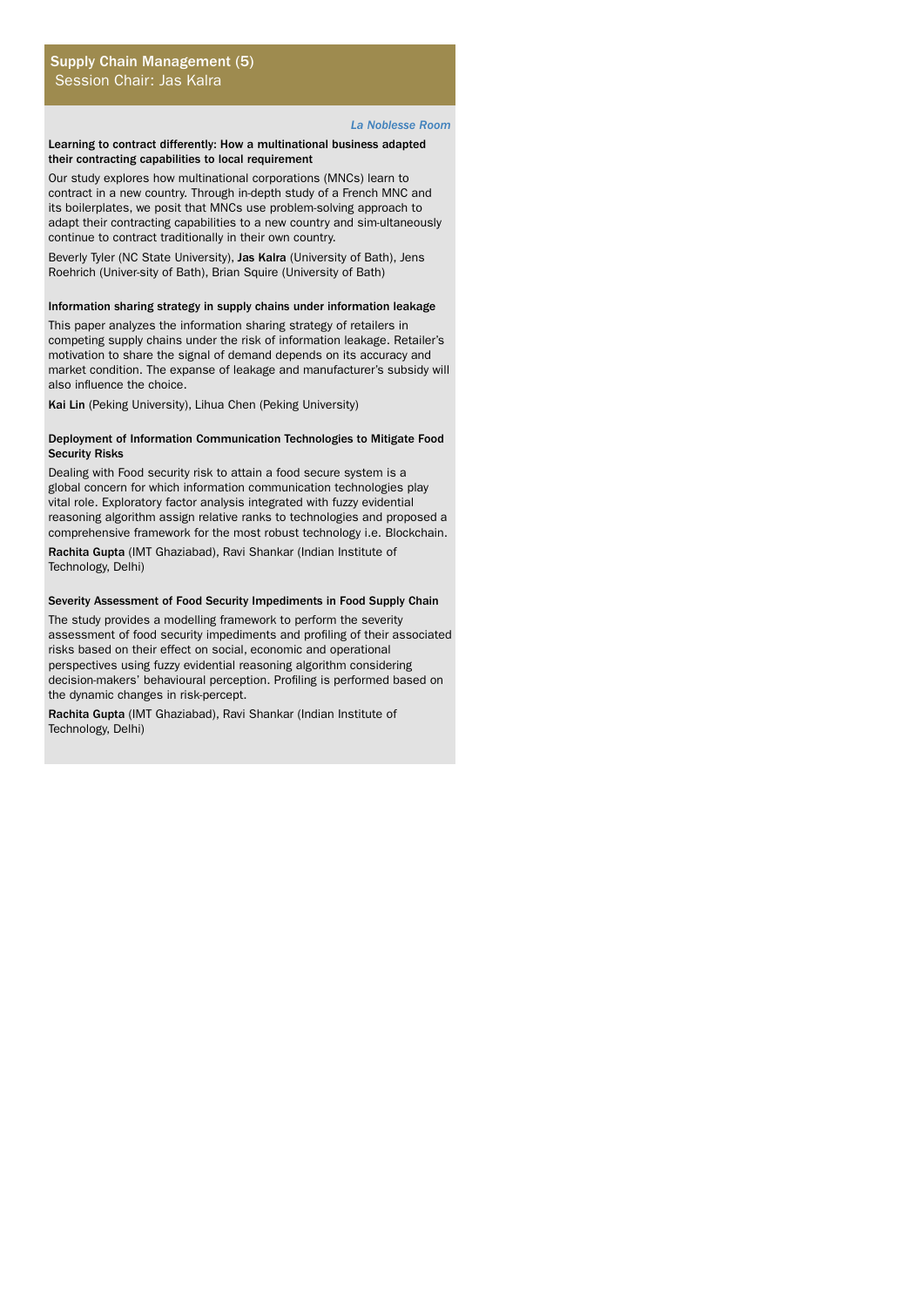## Supply Chain Management (5)

Session Chair: Jas Kalra

*La Noblesse Room*

**Learning to contract differently: How a multinational business adapted their contracting capabilities to local requirement**

Our study explores how multinational corporations (MNCs) learn to contract in a new country. Through in-depth study of a French MNC and its boilerplates, we posit that MNCs use problem-solving approach to adapt their contracting capabilities to a new country and sim-ultaneously continue to contract traditionally in their own country.

Beverly Tyler (NC State University), **Jas Kalra** (University of Bath), Jens Roehrich (Univer-sity of Bath), Brian Squire (University of Bath)

**Information sharing strategy in supply chains under information leakage**

This paper analyzes the information sharing strategy of retailers in competing supply chains under the risk of information leakage. Retailer's motivation to share the signal of demand depends on its accuracy and market condition. The expanse of leakage and manufacturer's subsidy will also influence the choice.

**Kai Lin** (Peking University), Lihua Chen (Peking University)

**Deployment of Information Communication Technologies to Mitigate Food Security Risks**

Dealing with Food security risk to attain a food secure system is a global concern for which information communication technologies play vital role. Exploratory factor analysis integrated with fuzzy evidential reasoning algorithm assign relative ranks to technologies and proposed a comprehensive framework for the most robust technology i.e. Blockchain.

**Rachita Gupta** (IMT Ghaziabad), Ravi Shankar (Indian Institute of Technology, Delhi)

**Severity Assessment of Food Security Impediments in Food Supply Chain**

The study provides a modelling framework to perform the severity assessment of food security impediments and profiling of their associated risks based on their effect on social, economic and operational perspectives using fuzzy evidential reasoning algorithm considering decision-makers' behavioural perception. Profiling is performed based on the dynamic changes in risk-percept.

**Rachita Gupta** (IMT Ghaziabad), Ravi Shankar (Indian Institute of Technology, Delhi)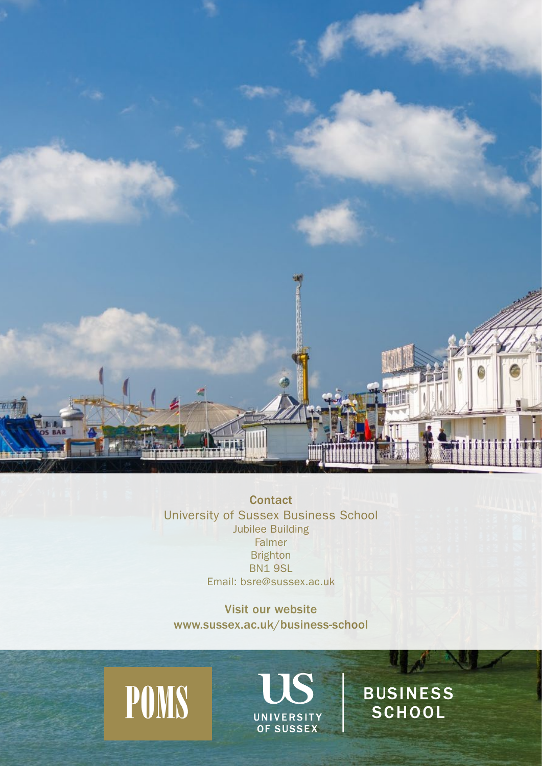**Contact**

University of Sussex Business School

Jubilee Building

Falmer

Brighton

BN1 9SL

Email: bsre@sussex.ac.uk

**Visit our website**

**www.sussex.ac.uk/business-school**

POMS

US UNIVERSITY OF SUSSEX | BUSINESS SCHOOL